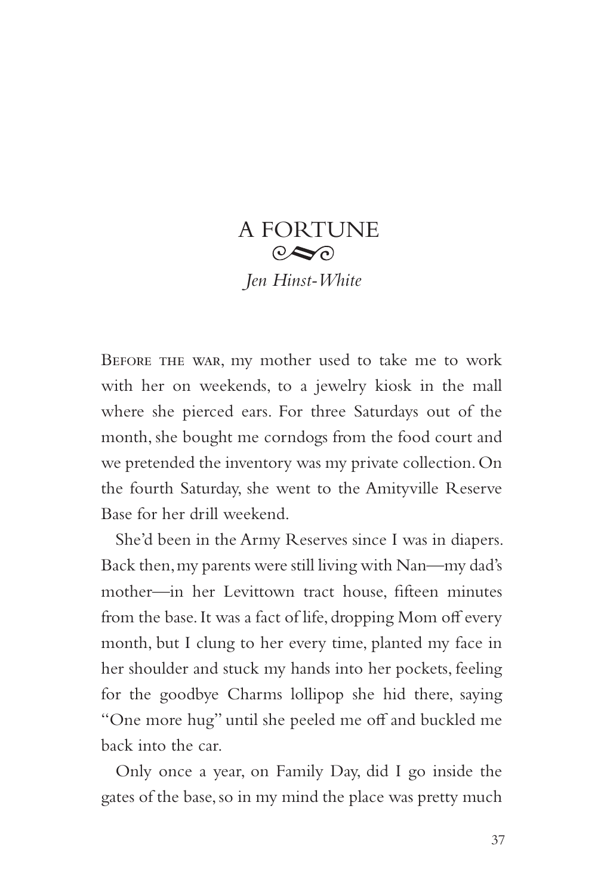# A FORTUNE

*Jen Hinst-White*

Before the war, my mother used to take me to work with her on weekends, to a jewelry kiosk in the mall where she pierced ears. For three Saturdays out of the month, she bought me corndogs from the food court and we pretended the inventory was my private collection. On the fourth Saturday, she went to the Amityville Reserve Base for her drill weekend.

She'd been in the Army Reserves since I was in diapers. Back then, my parents were still living with Nan—my dad's mother—in her Levittown tract house, fifteen minutes from the base. It was a fact of life, dropping Mom off every month, but I clung to her every time, planted my face in her shoulder and stuck my hands into her pockets, feeling for the goodbye Charms lollipop she hid there, saying "One more hug" until she peeled me off and buckled me back into the car.

Only once a year, on Family Day, did I go inside the gates of the base, so in my mind the place was pretty much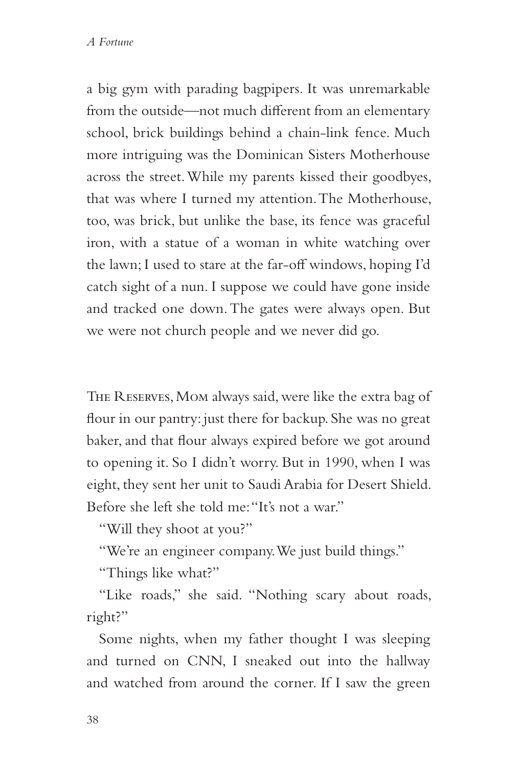a big gym with parading bagpipers. It was unremarkable from the outside—not much different from an elementary school, brick buildings behind a chain-link fence. Much more intriguing was the Dominican Sisters Motherhouse across the street. While my parents kissed their goodbyes, that was where I turned my attention. The Motherhouse, too, was brick, but unlike the base, its fence was graceful iron, with a statue of a woman in white watching over the lawn; I used to stare at the far-off windows, hoping I'd catch sight of a nun. I suppose we could have gone inside and tracked one down. The gates were always open. But we were not church people and we never did go.

The Reserves, Mom always said, were like the extra bag of flour in our pantry: just there for backup. She was no great baker, and that flour always expired before we got around to opening it. So I didn't worry. But in 1990, when I was eight, they sent her unit to Saudi Arabia for Desert Shield. Before she left she told me: "It's not a war."

"Will they shoot at you?"

"We're an engineer company. We just build things."

"Things like what?"

"Like roads," she said. "Nothing scary about roads, right?"

Some nights, when my father thought I was sleeping and turned on CNN, I sneaked out into the hallway and watched from around the corner. If I saw the green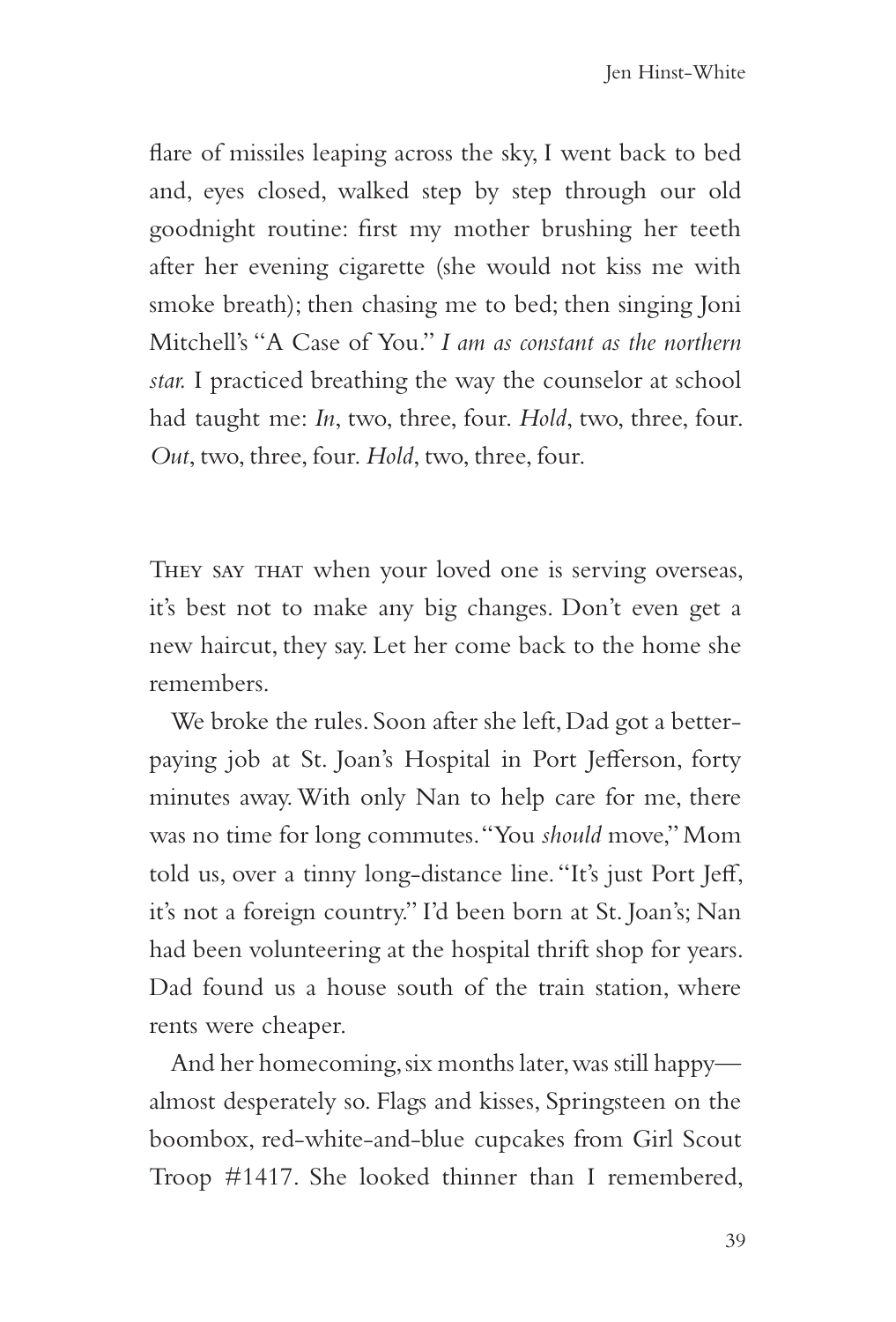flare of missiles leaping across the sky, I went back to bed and, eyes closed, walked step by step through our old goodnight routine: first my mother brushing her teeth after her evening cigarette (she would not kiss me with smoke breath); then chasing me to bed; then singing Joni Mitchell's "A Case of You." *I am as constant as the northern star.* I practiced breathing the way the counselor at school had taught me: *In*, two, three, four. *Hold*, two, three, four. *Out*, two, three, four. *Hold*, two, three, four.

They say that when your loved one is serving overseas, it's best not to make any big changes. Don't even get a new haircut, they say. Let her come back to the home she remembers.

We broke the rules. Soon after she left, Dad got a better-paying job at St. Joan's Hospital in Port Jefferson, forty minutes away. With only Nan to help care for me, there was no time for long commutes. "You *should* move," Mom told us, over a tinny long-distance line. "It's just Port Jeff, it's not a foreign country." I'd been born at St. Joan's; Nan had been volunteering at the hospital thrift shop for years. Dad found us a house south of the train station, where rents were cheaper.

And her homecoming, six months later, was still happy—almost desperately so. Flags and kisses, Springsteen on the boombox, red-white-and-blue cupcakes from Girl Scout Troop #1417. She looked thinner than I remembered,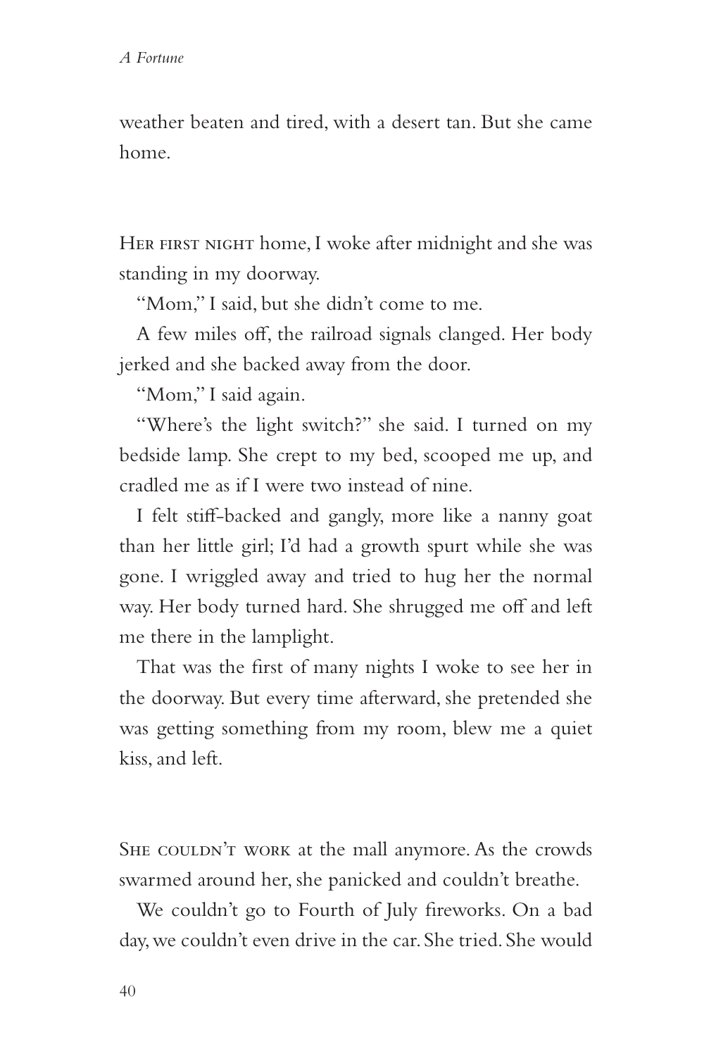weather beaten and tired, with a desert tan. But she came home.

Her first night home, I woke after midnight and she was standing in my doorway.

"Mom," I said, but she didn't come to me.

A few miles off, the railroad signals clanged. Her body jerked and she backed away from the door.

"Mom," I said again.

"Where's the light switch?" she said. I turned on my bedside lamp. She crept to my bed, scooped me up, and cradled me as if I were two instead of nine.

I felt stiff-backed and gangly, more like a nanny goat than her little girl; I'd had a growth spurt while she was gone. I wriggled away and tried to hug her the normal way. Her body turned hard. She shrugged me off and left me there in the lamplight.

That was the first of many nights I woke to see her in the doorway. But every time afterward, she pretended she was getting something from my room, blew me a quiet kiss, and left.

She couldn't work at the mall anymore. As the crowds swarmed around her, she panicked and couldn't breathe.

We couldn't go to Fourth of July fireworks. On a bad day, we couldn't even drive in the car. She tried. She would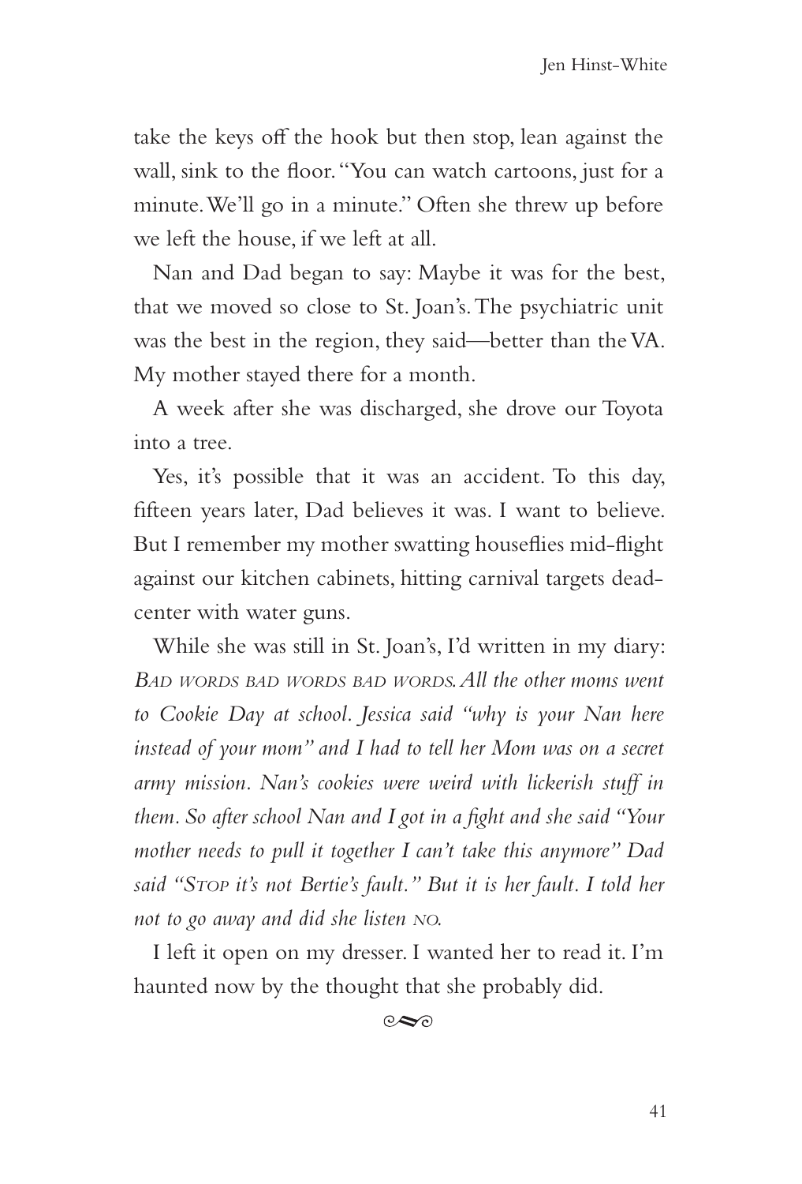take the keys off the hook but then stop, lean against the wall, sink to the floor. "You can watch cartoons, just for a minute. We'll go in a minute." Often she threw up before we left the house, if we left at all.

Nan and Dad began to say: Maybe it was for the best, that we moved so close to St. Joan's. The psychiatric unit was the best in the region, they said—better than the VA. My mother stayed there for a month.

A week after she was discharged, she drove our Toyota into a tree.

Yes, it's possible that it was an accident. To this day, fifteen years later, Dad believes it was. I want to believe. But I remember my mother swatting houseflies mid-flight against our kitchen cabinets, hitting carnival targets dead-center with water guns.

While she was still in St. Joan's, I'd written in my diary: *Bad words bad words bad words. All the other moms went to Cookie Day at school. Jessica said "why is your Nan here instead of your mom" and I had to tell her Mom was on a secret army mission. Nan's cookies were weird with lickerish stuff in them. So after school Nan and I got in a fight and she said "Your mother needs to pull it together I can't take this anymore" Dad said "Stop it's not Bertie's fault." But it is her fault. I told her not to go away and did she listen no.*

I left it open on my dresser. I wanted her to read it. I'm haunted now by the thought that she probably did.

⁂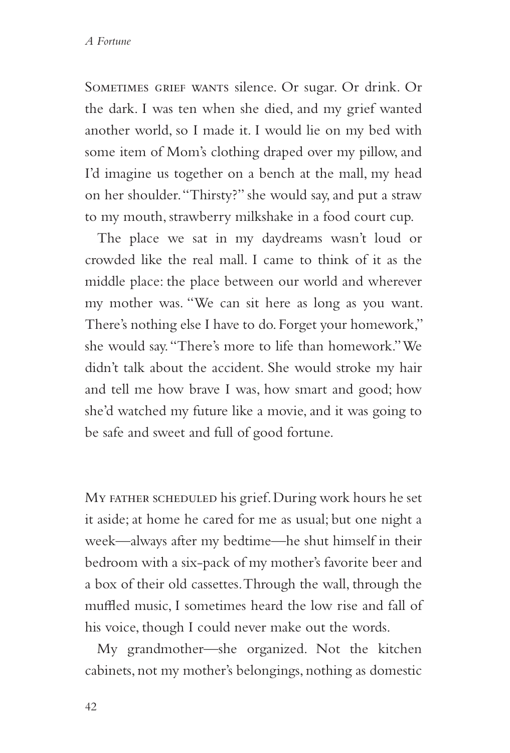Sometimes grief wants silence. Or sugar. Or drink. Or the dark. I was ten when she died, and my grief wanted another world, so I made it. I would lie on my bed with some item of Mom's clothing draped over my pillow, and I'd imagine us together on a bench at the mall, my head on her shoulder. "Thirsty?" she would say, and put a straw to my mouth, strawberry milkshake in a food court cup.

The place we sat in my daydreams wasn't loud or crowded like the real mall. I came to think of it as the middle place: the place between our world and wherever my mother was. "We can sit here as long as you want. There's nothing else I have to do. Forget your homework," she would say. "There's more to life than homework." We didn't talk about the accident. She would stroke my hair and tell me how brave I was, how smart and good; how she'd watched my future like a movie, and it was going to be safe and sweet and full of good fortune.

My father scheduled his grief. During work hours he set it aside; at home he cared for me as usual; but one night a week—always after my bedtime—he shut himself in their bedroom with a six-pack of my mother's favorite beer and a box of their old cassettes. Through the wall, through the muffled music, I sometimes heard the low rise and fall of his voice, though I could never make out the words.

My grandmother—she organized. Not the kitchen cabinets, not my mother's belongings, nothing as domestic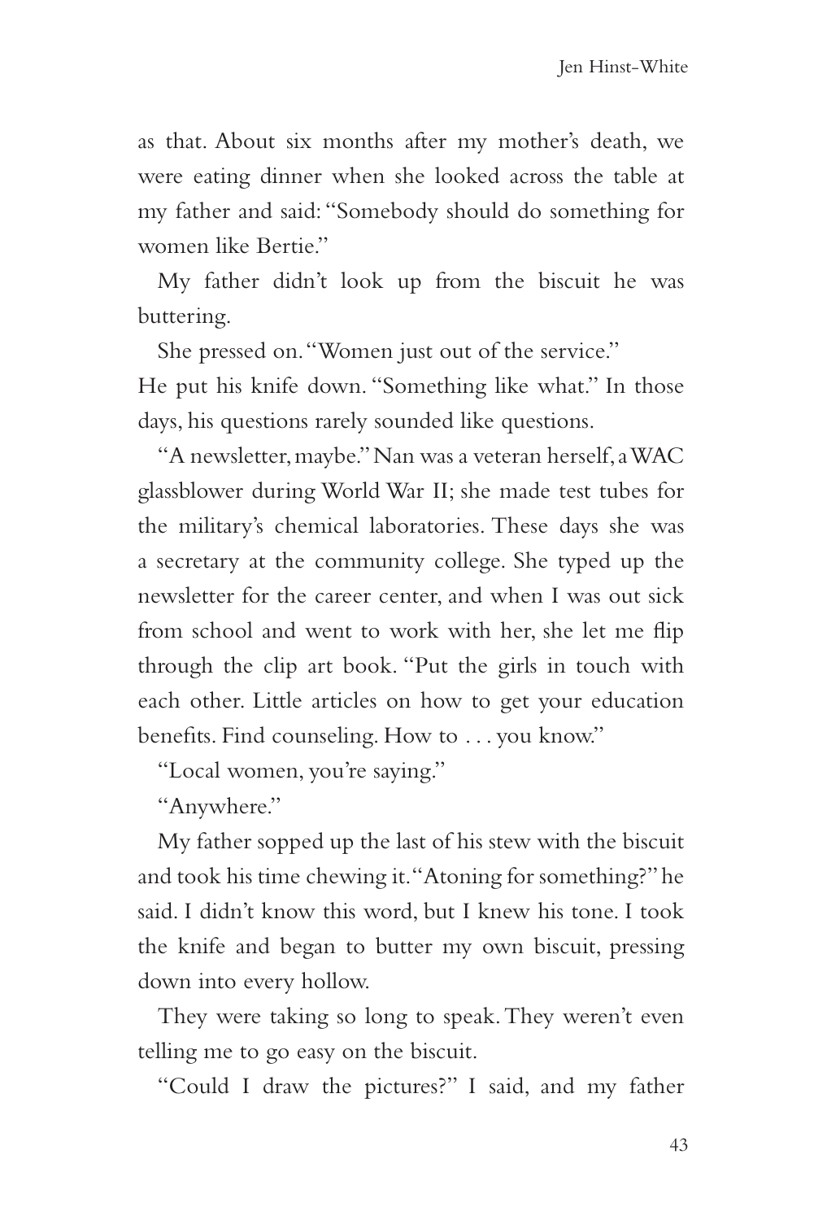as that. About six months after my mother's death, we were eating dinner when she looked across the table at my father and said: "Somebody should do something for women like Bertie."

My father didn't look up from the biscuit he was buttering.

She pressed on. "Women just out of the service."

He put his knife down. "Something like what." In those days, his questions rarely sounded like questions.

"A newsletter, maybe." Nan was a veteran herself, a WAC glassblower during World War II; she made test tubes for the military's chemical laboratories. These days she was a secretary at the community college. She typed up the newsletter for the career center, and when I was out sick from school and went to work with her, she let me flip through the clip art book. "Put the girls in touch with each other. Little articles on how to get your education benefits. Find counseling. How to . . . you know."

"Local women, you're saying."

"Anywhere."

My father sopped up the last of his stew with the biscuit and took his time chewing it. "Atoning for something?" he said. I didn't know this word, but I knew his tone. I took the knife and began to butter my own biscuit, pressing down into every hollow.

They were taking so long to speak. They weren't even telling me to go easy on the biscuit.

"Could I draw the pictures?" I said, and my father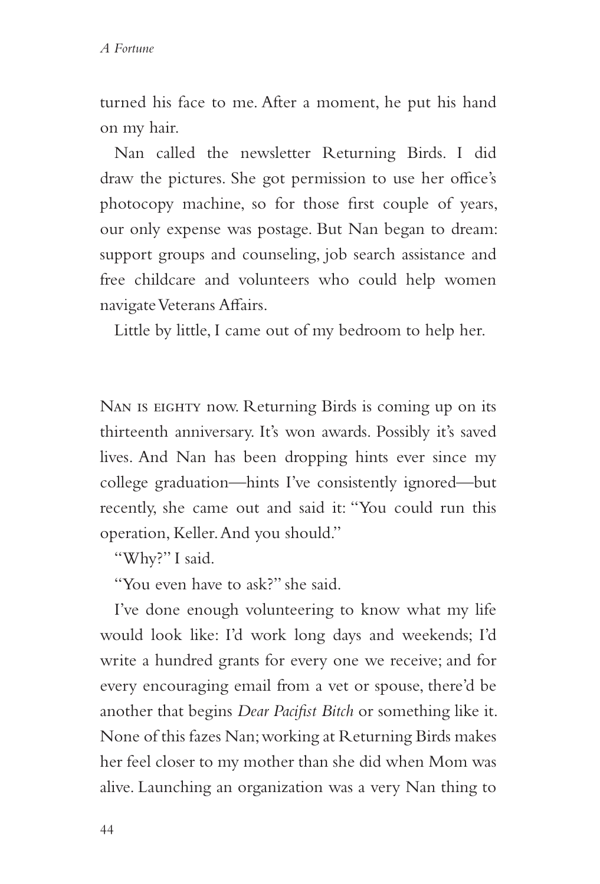turned his face to me. After a moment, he put his hand on my hair.

Nan called the newsletter Returning Birds. I did draw the pictures. She got permission to use her office's photocopy machine, so for those first couple of years, our only expense was postage. But Nan began to dream: support groups and counseling, job search assistance and free childcare and volunteers who could help women navigate Veterans Affairs.

Little by little, I came out of my bedroom to help her.

Nan is eighty now. Returning Birds is coming up on its thirteenth anniversary. It's won awards. Possibly it's saved lives. And Nan has been dropping hints ever since my college graduation—hints I've consistently ignored—but recently, she came out and said it: "You could run this operation, Keller. And you should."

"Why?" I said.

"You even have to ask?" she said.

I've done enough volunteering to know what my life would look like: I'd work long days and weekends; I'd write a hundred grants for every one we receive; and for every encouraging email from a vet or spouse, there'd be another that begins *Dear Pacifist Bitch* or something like it. None of this fazes Nan; working at Returning Birds makes her feel closer to my mother than she did when Mom was alive. Launching an organization was a very Nan thing to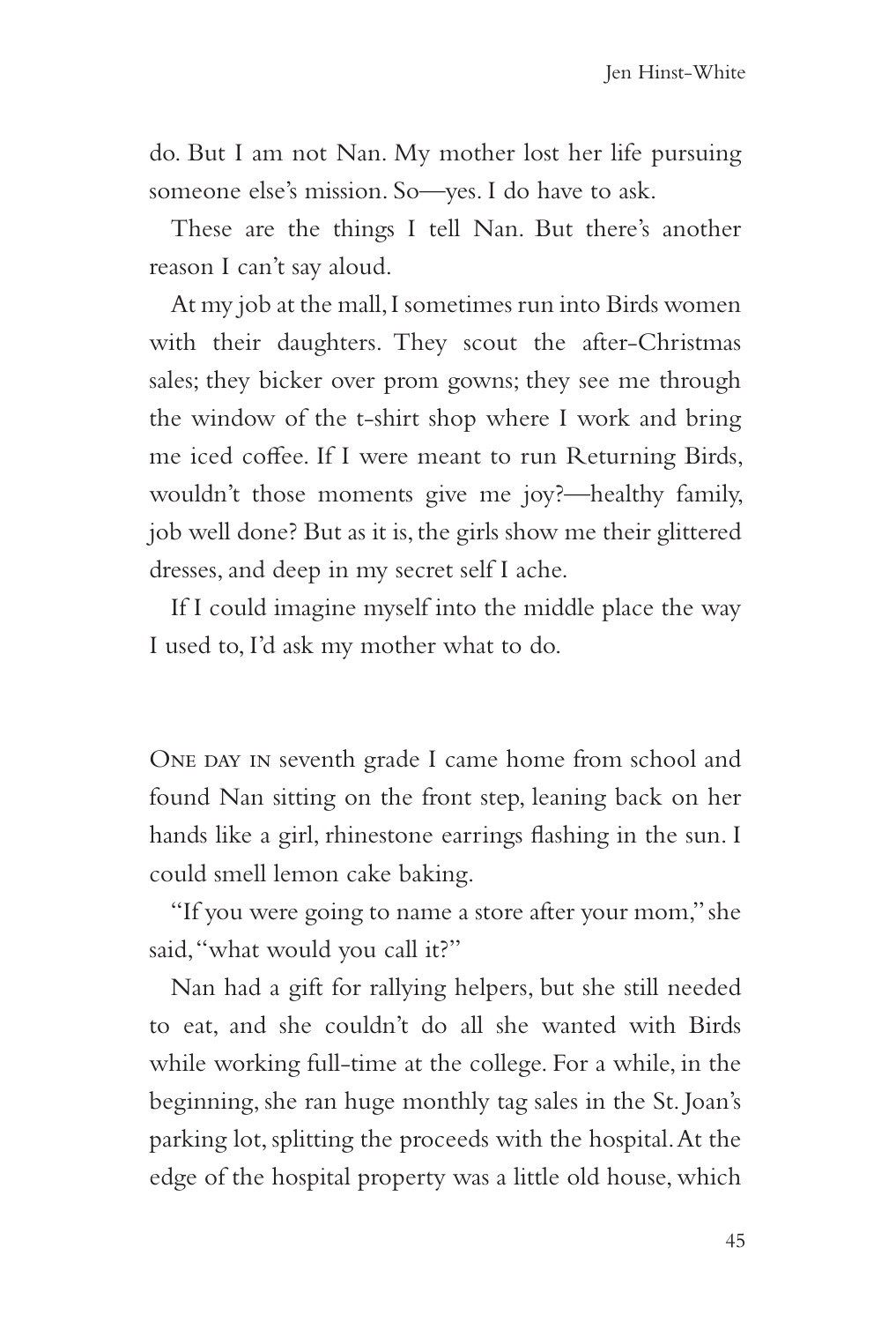do. But I am not Nan. My mother lost her life pursuing someone else's mission. So—yes. I do have to ask.

These are the things I tell Nan. But there's another reason I can't say aloud.

At my job at the mall, I sometimes run into Birds women with their daughters. They scout the after-Christmas sales; they bicker over prom gowns; they see me through the window of the t-shirt shop where I work and bring me iced coffee. If I were meant to run Returning Birds, wouldn't those moments give me joy?—healthy family, job well done? But as it is, the girls show me their glittered dresses, and deep in my secret self I ache.

If I could imagine myself into the middle place the way I used to, I'd ask my mother what to do.

One day in seventh grade I came home from school and found Nan sitting on the front step, leaning back on her hands like a girl, rhinestone earrings flashing in the sun. I could smell lemon cake baking.

"If you were going to name a store after your mom," she said, "what would you call it?"

Nan had a gift for rallying helpers, but she still needed to eat, and she couldn't do all she wanted with Birds while working full-time at the college. For a while, in the beginning, she ran huge monthly tag sales in the St. Joan's parking lot, splitting the proceeds with the hospital. At the edge of the hospital property was a little old house, which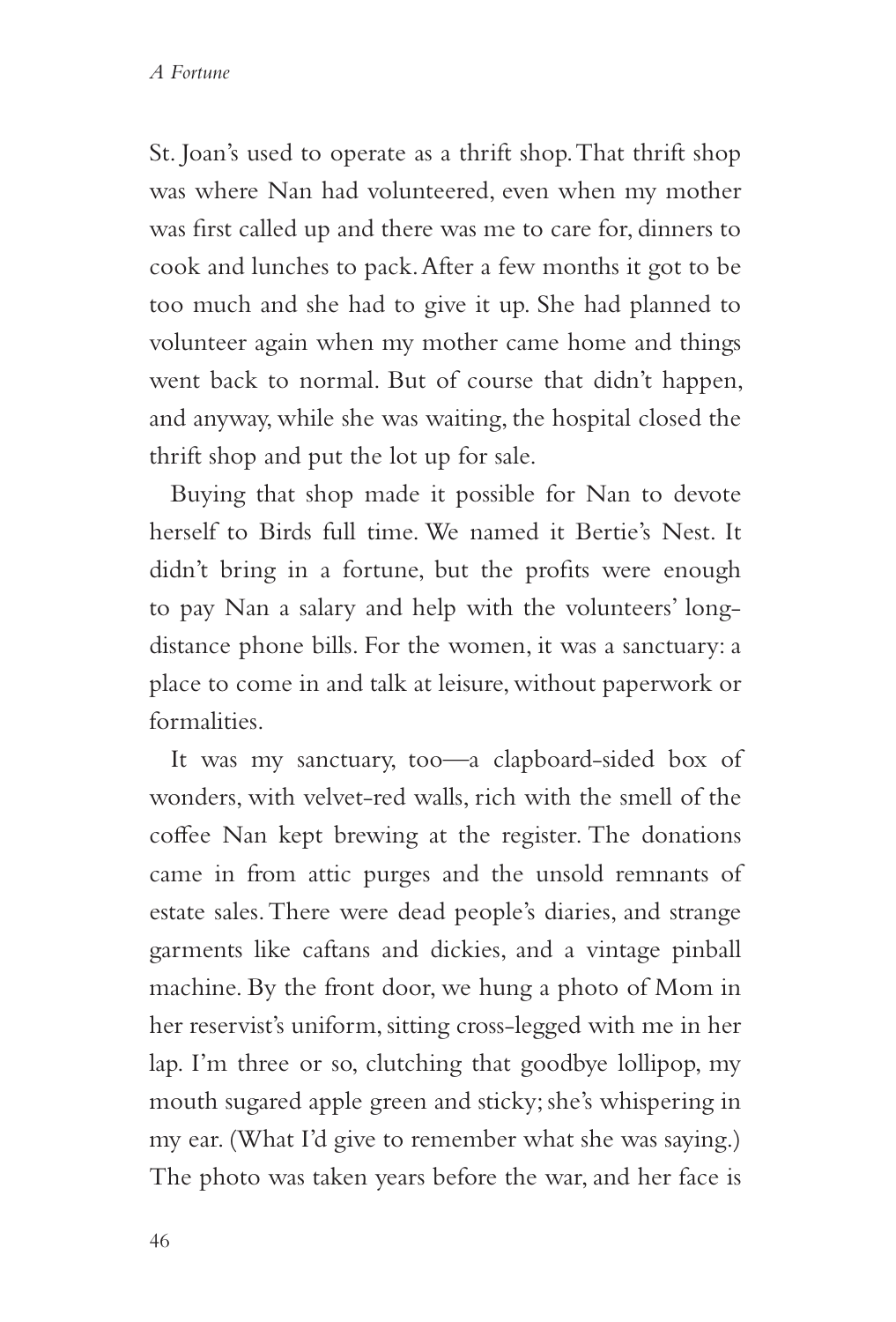St. Joan's used to operate as a thrift shop. That thrift shop was where Nan had volunteered, even when my mother was first called up and there was me to care for, dinners to cook and lunches to pack. After a few months it got to be too much and she had to give it up. She had planned to volunteer again when my mother came home and things went back to normal. But of course that didn't happen, and anyway, while she was waiting, the hospital closed the thrift shop and put the lot up for sale.

Buying that shop made it possible for Nan to devote herself to Birds full time. We named it Bertie's Nest. It didn't bring in a fortune, but the profits were enough to pay Nan a salary and help with the volunteers' long-distance phone bills. For the women, it was a sanctuary: a place to come in and talk at leisure, without paperwork or formalities.

It was my sanctuary, too—a clapboard-sided box of wonders, with velvet-red walls, rich with the smell of the coffee Nan kept brewing at the register. The donations came in from attic purges and the unsold remnants of estate sales. There were dead people's diaries, and strange garments like caftans and dickies, and a vintage pinball machine. By the front door, we hung a photo of Mom in her reservist's uniform, sitting cross-legged with me in her lap. I'm three or so, clutching that goodbye lollipop, my mouth sugared apple green and sticky; she's whispering in my ear. (What I'd give to remember what she was saying.) The photo was taken years before the war, and her face is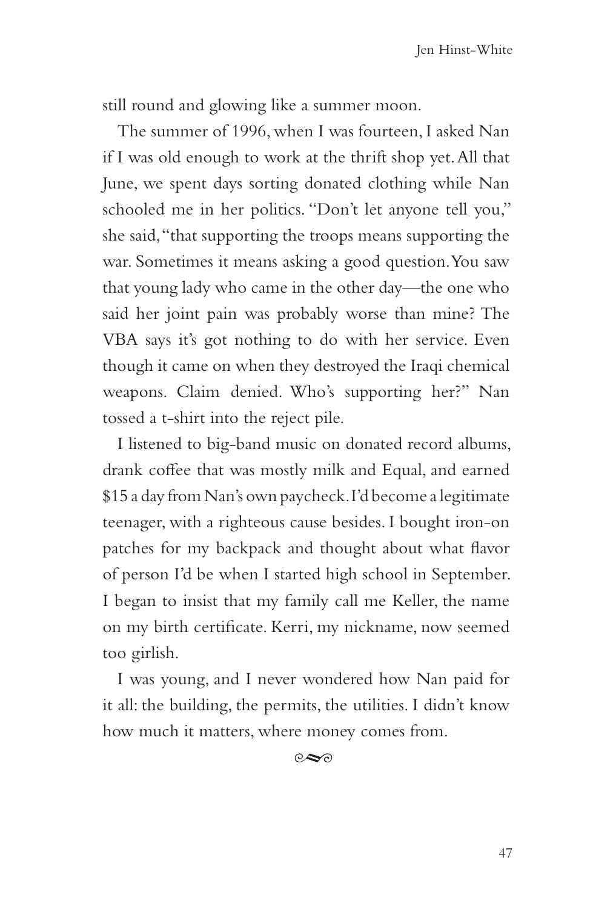still round and glowing like a summer moon.

The summer of 1996, when I was fourteen, I asked Nan if I was old enough to work at the thrift shop yet. All that June, we spent days sorting donated clothing while Nan schooled me in her politics. "Don't let anyone tell you," she said, "that supporting the troops means supporting the war. Sometimes it means asking a good question. You saw that young lady who came in the other day—the one who said her joint pain was probably worse than mine? The VBA says it's got nothing to do with her service. Even though it came on when they destroyed the Iraqi chemical weapons. Claim denied. Who's supporting her?" Nan tossed a t-shirt into the reject pile.

I listened to big-band music on donated record albums, drank coffee that was mostly milk and Equal, and earned $15 a day from Nan's own paycheck. I'd become a legitimate teenager, with a righteous cause besides. I bought iron-on patches for my backpack and thought about what flavor of person I'd be when I started high school in September. I began to insist that my family call me Keller, the name on my birth certificate. Kerri, my nickname, now seemed too girlish.

I was young, and I never wondered how Nan paid for it all: the building, the permits, the utilities. I didn't know how much it matters, where money comes from.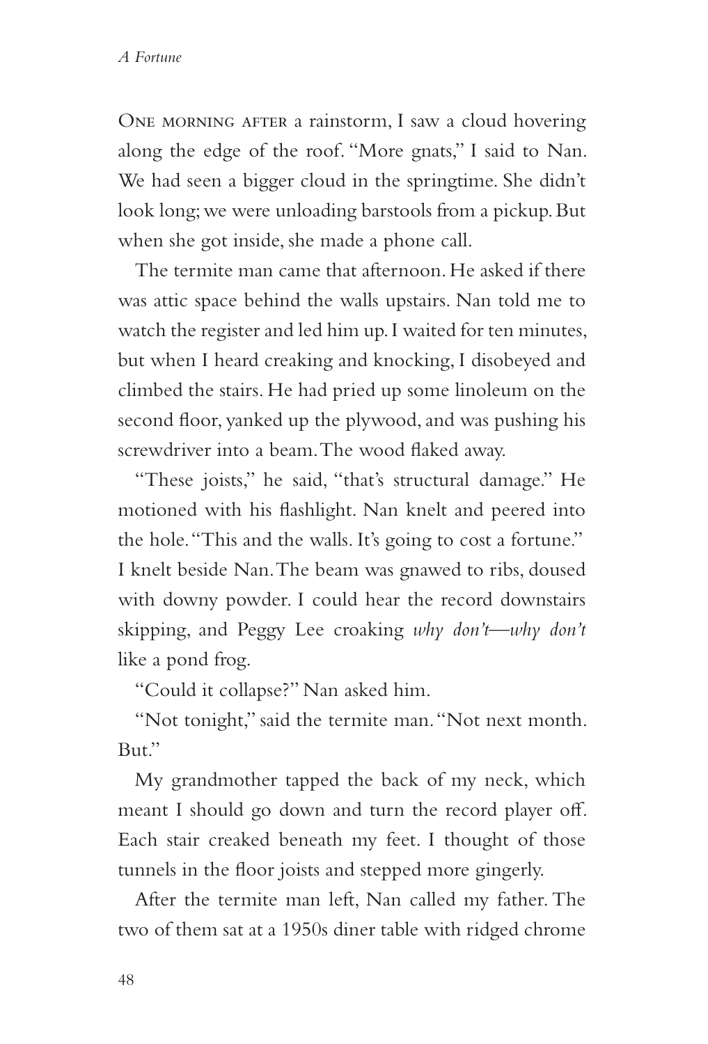One morning after a rainstorm, I saw a cloud hovering along the edge of the roof. "More gnats," I said to Nan. We had seen a bigger cloud in the springtime. She didn't look long; we were unloading barstools from a pickup. But when she got inside, she made a phone call.

The termite man came that afternoon. He asked if there was attic space behind the walls upstairs. Nan told me to watch the register and led him up. I waited for ten minutes, but when I heard creaking and knocking, I disobeyed and climbed the stairs. He had pried up some linoleum on the second floor, yanked up the plywood, and was pushing his screwdriver into a beam. The wood flaked away.

"These joists," he said, "that's structural damage." He motioned with his flashlight. Nan knelt and peered into the hole. "This and the walls. It's going to cost a fortune." I knelt beside Nan. The beam was gnawed to ribs, doused with downy powder. I could hear the record downstairs skipping, and Peggy Lee croaking *why don't—why don't* like a pond frog.

"Could it collapse?" Nan asked him.

"Not tonight," said the termite man. "Not next month. But."

My grandmother tapped the back of my neck, which meant I should go down and turn the record player off. Each stair creaked beneath my feet. I thought of those tunnels in the floor joists and stepped more gingerly.

After the termite man left, Nan called my father. The two of them sat at a 1950s diner table with ridged chrome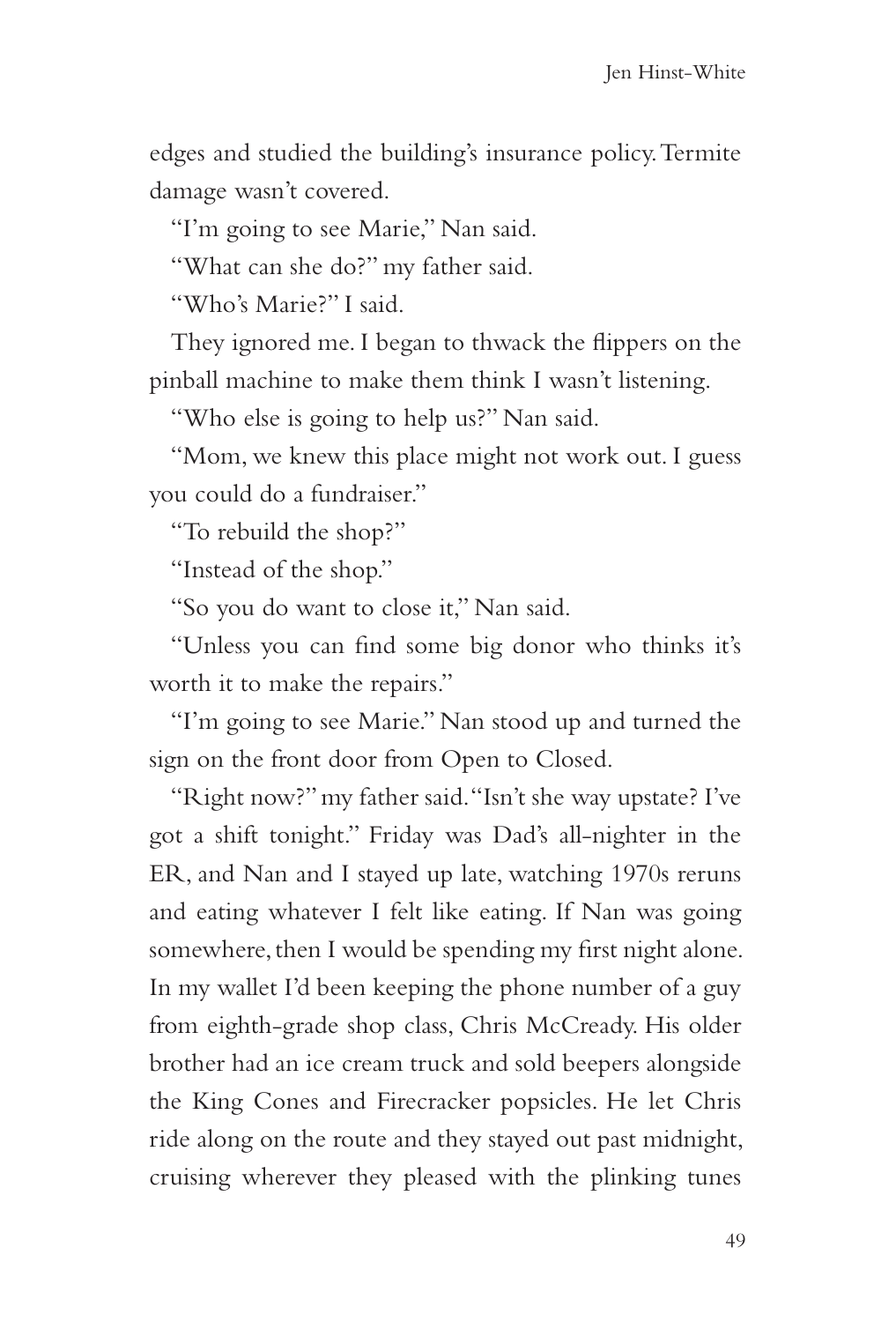edges and studied the building's insurance policy. Termite damage wasn't covered.

"I'm going to see Marie," Nan said.

"What can she do?" my father said.

"Who's Marie?" I said.

They ignored me. I began to thwack the flippers on the pinball machine to make them think I wasn't listening.

"Who else is going to help us?" Nan said.

"Mom, we knew this place might not work out. I guess you could do a fundraiser."

"To rebuild the shop?"

"Instead of the shop."

"So you do want to close it," Nan said.

"Unless you can find some big donor who thinks it's worth it to make the repairs."

"I'm going to see Marie." Nan stood up and turned the sign on the front door from Open to Closed.

"Right now?" my father said. "Isn't she way upstate? I've got a shift tonight." Friday was Dad's all-nighter in the ER, and Nan and I stayed up late, watching 1970s reruns and eating whatever I felt like eating. If Nan was going somewhere, then I would be spending my first night alone. In my wallet I'd been keeping the phone number of a guy from eighth-grade shop class, Chris McCready. His older brother had an ice cream truck and sold beepers alongside the King Cones and Firecracker popsicles. He let Chris ride along on the route and they stayed out past midnight, cruising wherever they pleased with the plinking tunes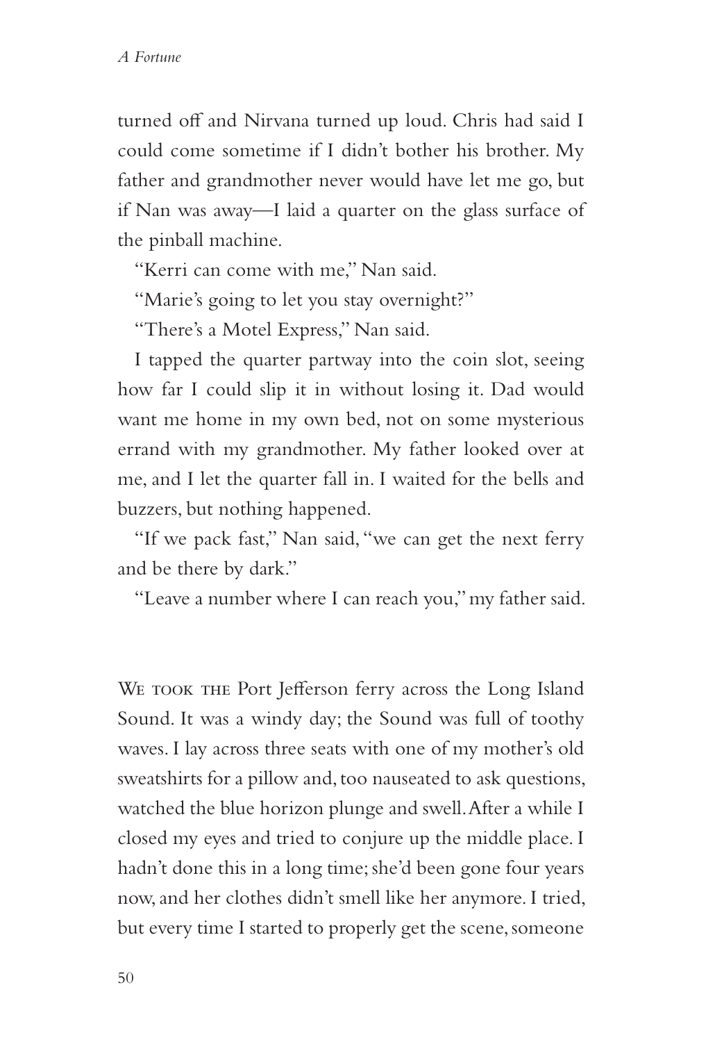turned off and Nirvana turned up loud. Chris had said I could come sometime if I didn't bother his brother. My father and grandmother never would have let me go, but if Nan was away—I laid a quarter on the glass surface of the pinball machine.

"Kerri can come with me," Nan said.

"Marie's going to let you stay overnight?"

"There's a Motel Express," Nan said.

I tapped the quarter partway into the coin slot, seeing how far I could slip it in without losing it. Dad would want me home in my own bed, not on some mysterious errand with my grandmother. My father looked over at me, and I let the quarter fall in. I waited for the bells and buzzers, but nothing happened.

"If we pack fast," Nan said, "we can get the next ferry and be there by dark."

"Leave a number where I can reach you," my father said.

We took the Port Jefferson ferry across the Long Island Sound. It was a windy day; the Sound was full of toothy waves. I lay across three seats with one of my mother's old sweatshirts for a pillow and, too nauseated to ask questions, watched the blue horizon plunge and swell. After a while I closed my eyes and tried to conjure up the middle place. I hadn't done this in a long time; she'd been gone four years now, and her clothes didn't smell like her anymore. I tried, but every time I started to properly get the scene, someone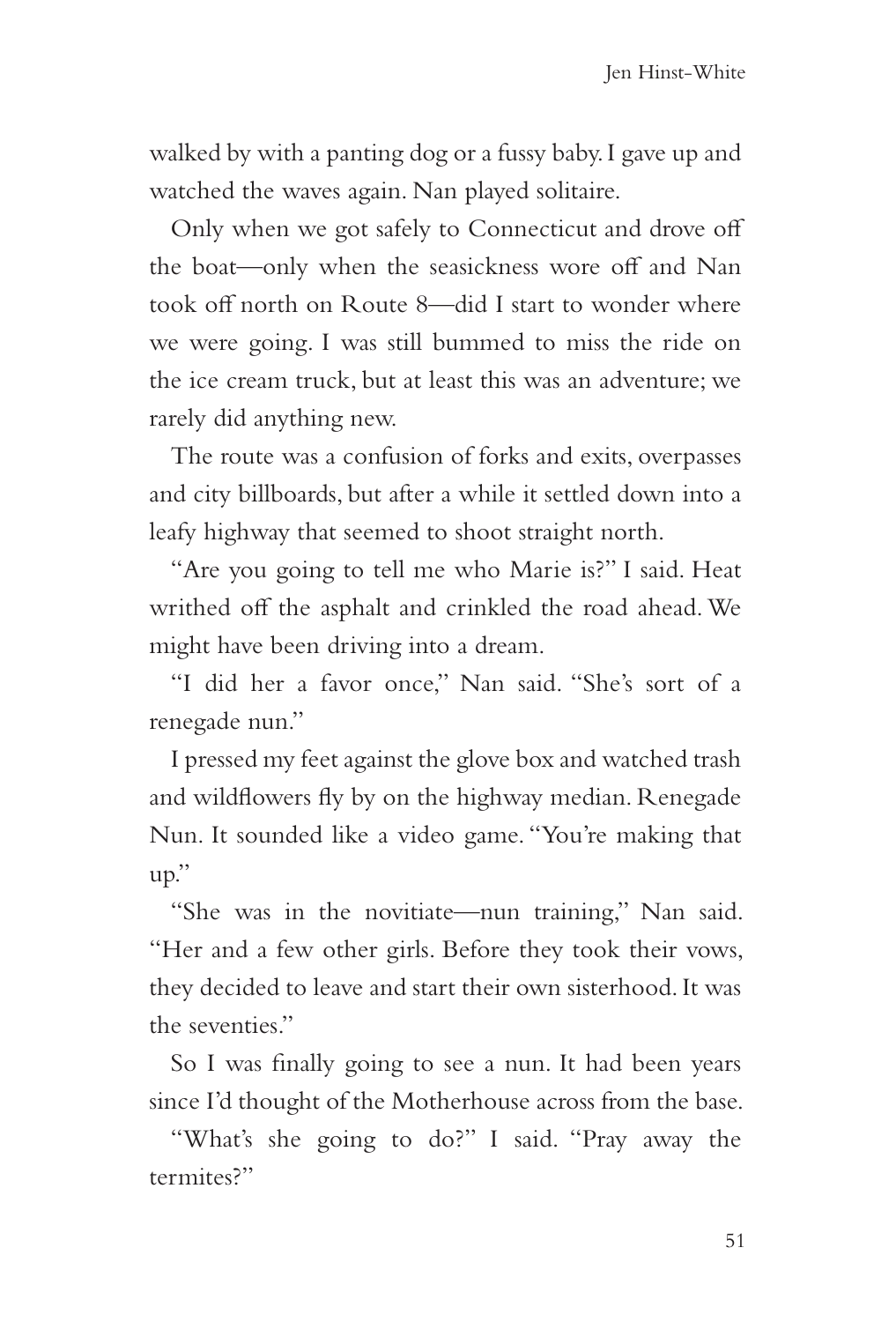walked by with a panting dog or a fussy baby. I gave up and watched the waves again. Nan played solitaire.

Only when we got safely to Connecticut and drove off the boat—only when the seasickness wore off and Nan took off north on Route 8—did I start to wonder where we were going. I was still bummed to miss the ride on the ice cream truck, but at least this was an adventure; we rarely did anything new.

The route was a confusion of forks and exits, overpasses and city billboards, but after a while it settled down into a leafy highway that seemed to shoot straight north.

"Are you going to tell me who Marie is?" I said. Heat writhed off the asphalt and crinkled the road ahead. We might have been driving into a dream.

"I did her a favor once," Nan said. "She's sort of a renegade nun."

I pressed my feet against the glove box and watched trash and wildflowers fly by on the highway median. Renegade Nun. It sounded like a video game. "You're making that up."

"She was in the novitiate—nun training," Nan said. "Her and a few other girls. Before they took their vows, they decided to leave and start their own sisterhood. It was the seventies."

So I was finally going to see a nun. It had been years since I'd thought of the Motherhouse across from the base.

"What's she going to do?" I said. "Pray away the termites?"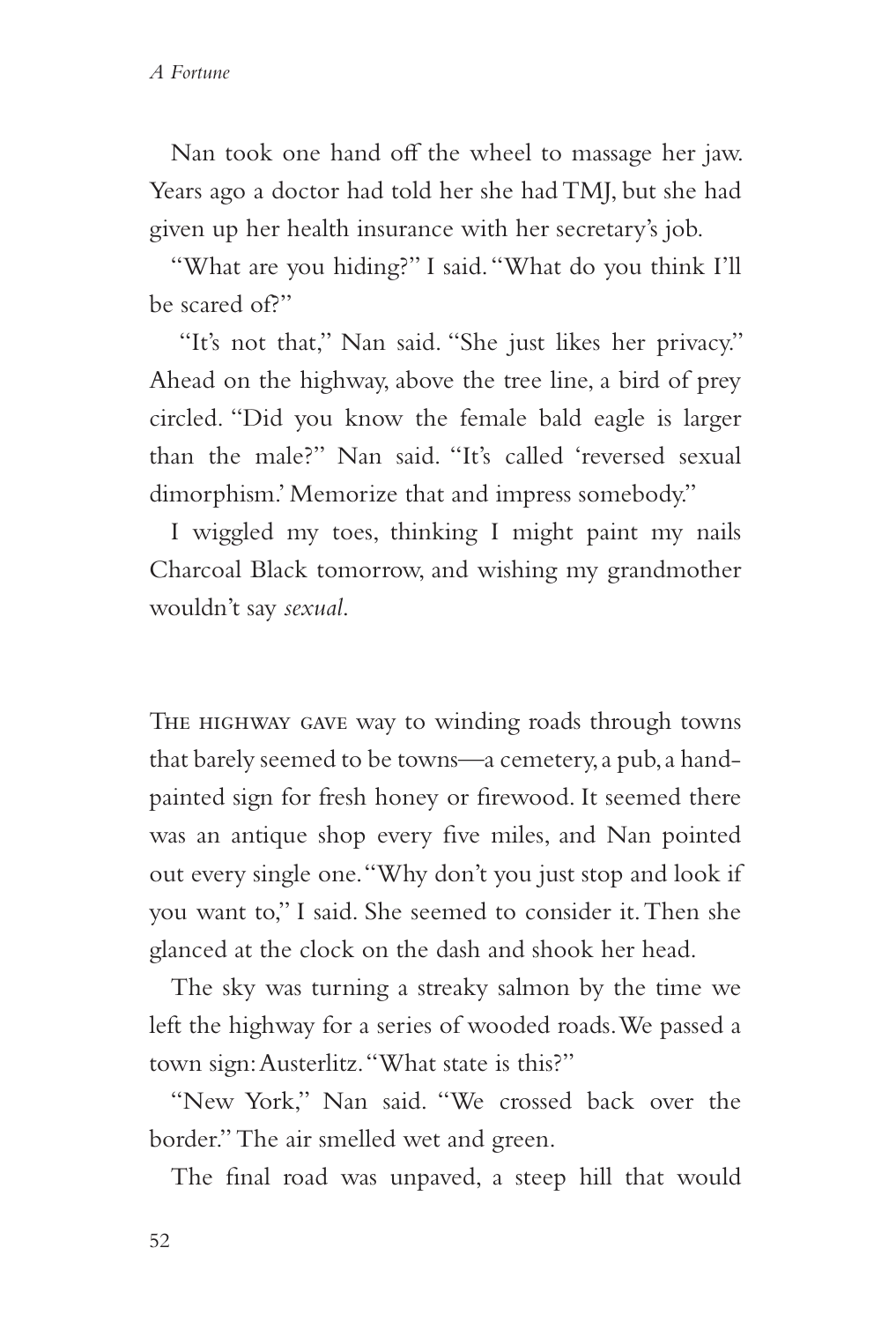Nan took one hand off the wheel to massage her jaw. Years ago a doctor had told her she had TMJ, but she had given up her health insurance with her secretary's job.

"What are you hiding?" I said. "What do you think I'll be scared of?"

"It's not that," Nan said. "She just likes her privacy." Ahead on the highway, above the tree line, a bird of prey circled. "Did you know the female bald eagle is larger than the male?" Nan said. "It's called 'reversed sexual dimorphism.' Memorize that and impress somebody."

I wiggled my toes, thinking I might paint my nails Charcoal Black tomorrow, and wishing my grandmother wouldn't say *sexual*.

The highway gave way to winding roads through towns that barely seemed to be towns—a cemetery, a pub, a hand-painted sign for fresh honey or firewood. It seemed there was an antique shop every five miles, and Nan pointed out every single one. "Why don't you just stop and look if you want to," I said. She seemed to consider it. Then she glanced at the clock on the dash and shook her head.

The sky was turning a streaky salmon by the time we left the highway for a series of wooded roads. We passed a town sign: Austerlitz. "What state is this?"

"New York," Nan said. "We crossed back over the border." The air smelled wet and green.

The final road was unpaved, a steep hill that would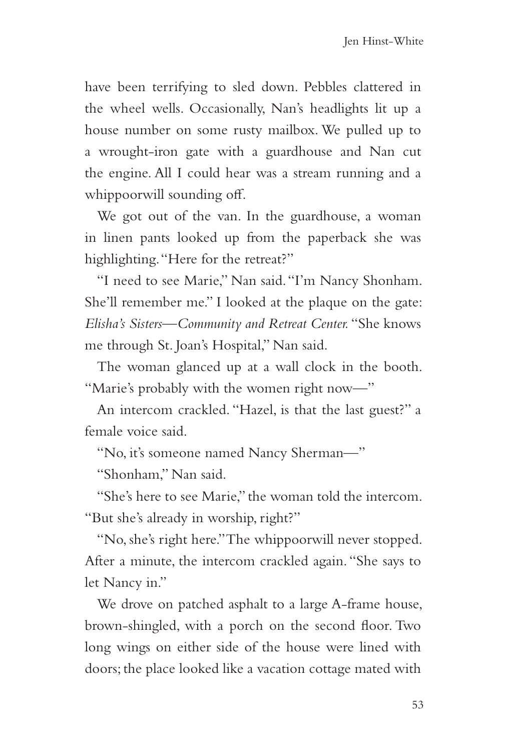have been terrifying to sled down. Pebbles clattered in the wheel wells. Occasionally, Nan's headlights lit up a house number on some rusty mailbox. We pulled up to a wrought-iron gate with a guardhouse and Nan cut the engine. All I could hear was a stream running and a whippoorwill sounding off.

We got out of the van. In the guardhouse, a woman in linen pants looked up from the paperback she was highlighting. "Here for the retreat?"

"I need to see Marie," Nan said. "I'm Nancy Shonham. She'll remember me." I looked at the plaque on the gate: *Elisha's Sisters—Community and Retreat Center.* "She knows me through St. Joan's Hospital," Nan said.

The woman glanced up at a wall clock in the booth. "Marie's probably with the women right now—"

An intercom crackled. "Hazel, is that the last guest?" a female voice said.

"No, it's someone named Nancy Sherman—"

"Shonham," Nan said.

"She's here to see Marie," the woman told the intercom. "But she's already in worship, right?"

"No, she's right here." The whippoorwill never stopped. After a minute, the intercom crackled again. "She says to let Nancy in."

We drove on patched asphalt to a large A-frame house, brown-shingled, with a porch on the second floor. Two long wings on either side of the house were lined with doors; the place looked like a vacation cottage mated with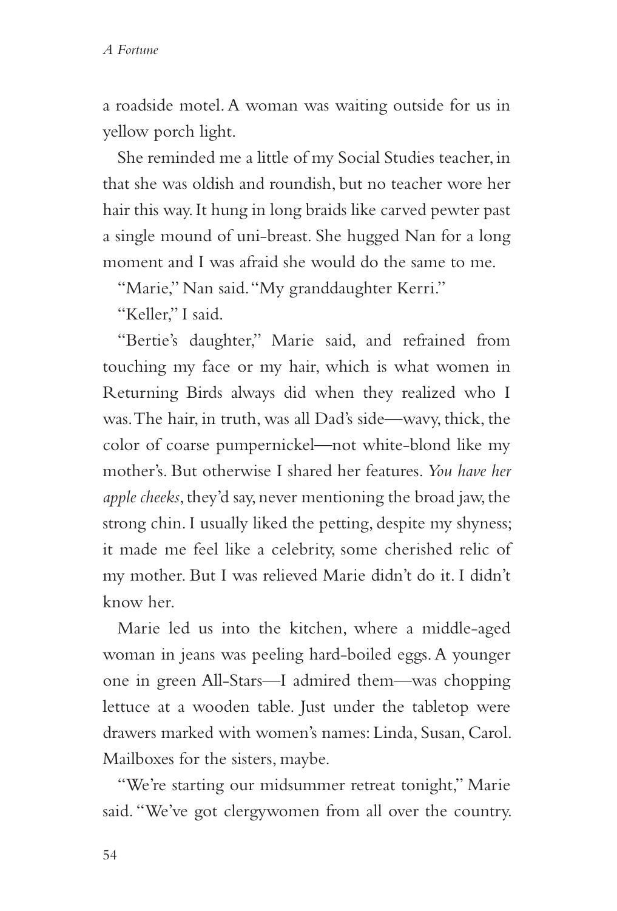a roadside motel. A woman was waiting outside for us in yellow porch light.

She reminded me a little of my Social Studies teacher, in that she was oldish and roundish, but no teacher wore her hair this way. It hung in long braids like carved pewter past a single mound of uni-breast. She hugged Nan for a long moment and I was afraid she would do the same to me.

"Marie," Nan said. "My granddaughter Kerri."

"Keller," I said.

"Bertie's daughter," Marie said, and refrained from touching my face or my hair, which is what women in Returning Birds always did when they realized who I was. The hair, in truth, was all Dad's side—wavy, thick, the color of coarse pumpernickel—not white-blond like my mother's. But otherwise I shared her features. *You have her apple cheeks*, they'd say, never mentioning the broad jaw, the strong chin. I usually liked the petting, despite my shyness; it made me feel like a celebrity, some cherished relic of my mother. But I was relieved Marie didn't do it. I didn't know her.

Marie led us into the kitchen, where a middle-aged woman in jeans was peeling hard-boiled eggs. A younger one in green All-Stars—I admired them—was chopping lettuce at a wooden table. Just under the tabletop were drawers marked with women's names: Linda, Susan, Carol. Mailboxes for the sisters, maybe.

"We're starting our midsummer retreat tonight," Marie said. "We've got clergywomen from all over the country.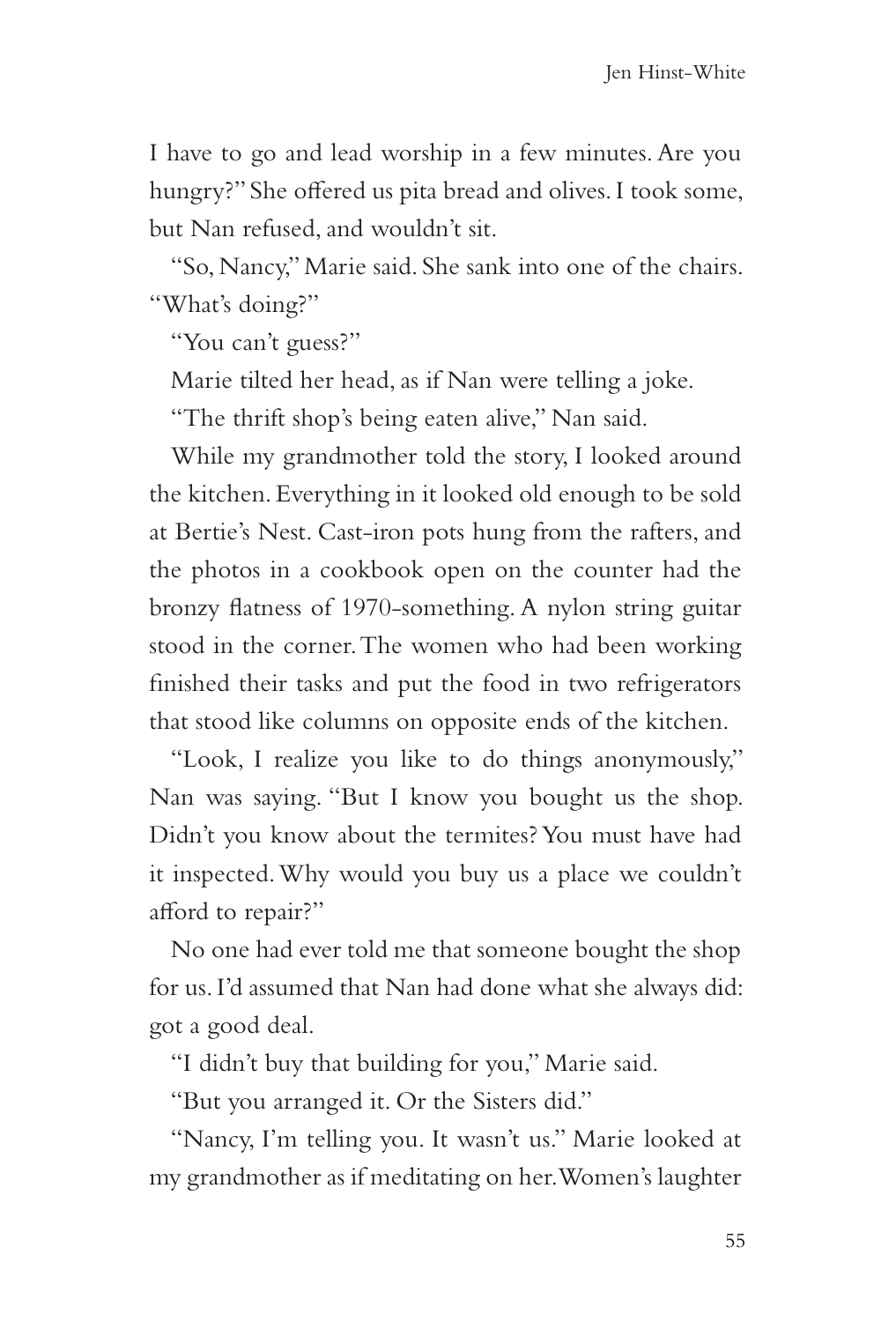I have to go and lead worship in a few minutes. Are you hungry?" She offered us pita bread and olives. I took some, but Nan refused, and wouldn't sit.

"So, Nancy," Marie said. She sank into one of the chairs. "What's doing?"

"You can't guess?"

Marie tilted her head, as if Nan were telling a joke.

"The thrift shop's being eaten alive," Nan said.

While my grandmother told the story, I looked around the kitchen. Everything in it looked old enough to be sold at Bertie's Nest. Cast-iron pots hung from the rafters, and the photos in a cookbook open on the counter had the bronzy flatness of 1970-something. A nylon string guitar stood in the corner. The women who had been working finished their tasks and put the food in two refrigerators that stood like columns on opposite ends of the kitchen.

"Look, I realize you like to do things anonymously," Nan was saying. "But I know you bought us the shop. Didn't you know about the termites? You must have had it inspected. Why would you buy us a place we couldn't afford to repair?"

No one had ever told me that someone bought the shop for us. I'd assumed that Nan had done what she always did: got a good deal.

"I didn't buy that building for you," Marie said.

"But you arranged it. Or the Sisters did."

"Nancy, I'm telling you. It wasn't us." Marie looked at my grandmother as if meditating on her. Women's laughter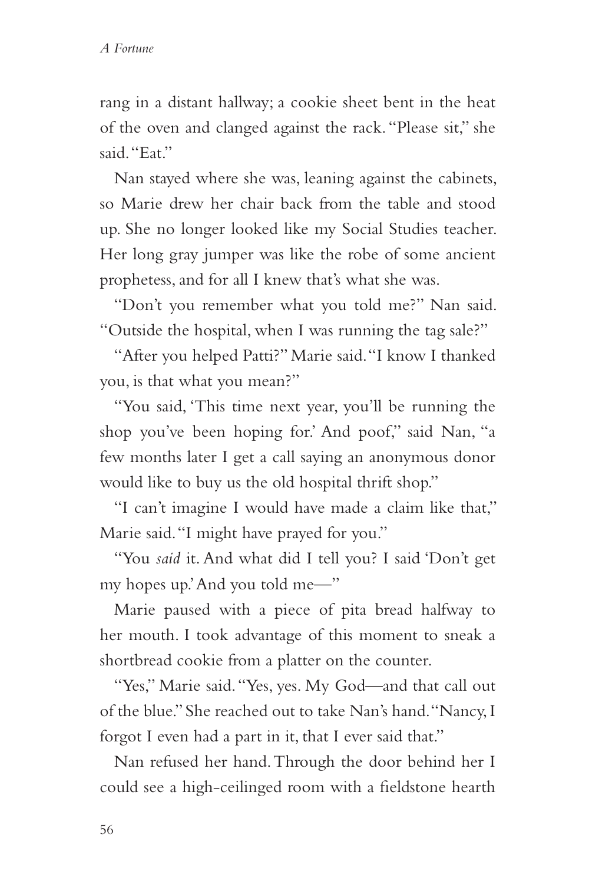rang in a distant hallway; a cookie sheet bent in the heat of the oven and clanged against the rack. "Please sit," she said. "Eat."

Nan stayed where she was, leaning against the cabinets, so Marie drew her chair back from the table and stood up. She no longer looked like my Social Studies teacher. Her long gray jumper was like the robe of some ancient prophetess, and for all I knew that's what she was.

"Don't you remember what you told me?" Nan said. "Outside the hospital, when I was running the tag sale?"

"After you helped Patti?" Marie said. "I know I thanked you, is that what you mean?"

"You said, 'This time next year, you'll be running the shop you've been hoping for.' And poof," said Nan, "a few months later I get a call saying an anonymous donor would like to buy us the old hospital thrift shop."

"I can't imagine I would have made a claim like that," Marie said. "I might have prayed for you."

"You *said* it. And what did I tell you? I said 'Don't get my hopes up.' And you told me—"

Marie paused with a piece of pita bread halfway to her mouth. I took advantage of this moment to sneak a shortbread cookie from a platter on the counter.

"Yes," Marie said. "Yes, yes. My God—and that call out of the blue." She reached out to take Nan's hand. "Nancy, I forgot I even had a part in it, that I ever said that."

Nan refused her hand. Through the door behind her I could see a high-ceilinged room with a fieldstone hearth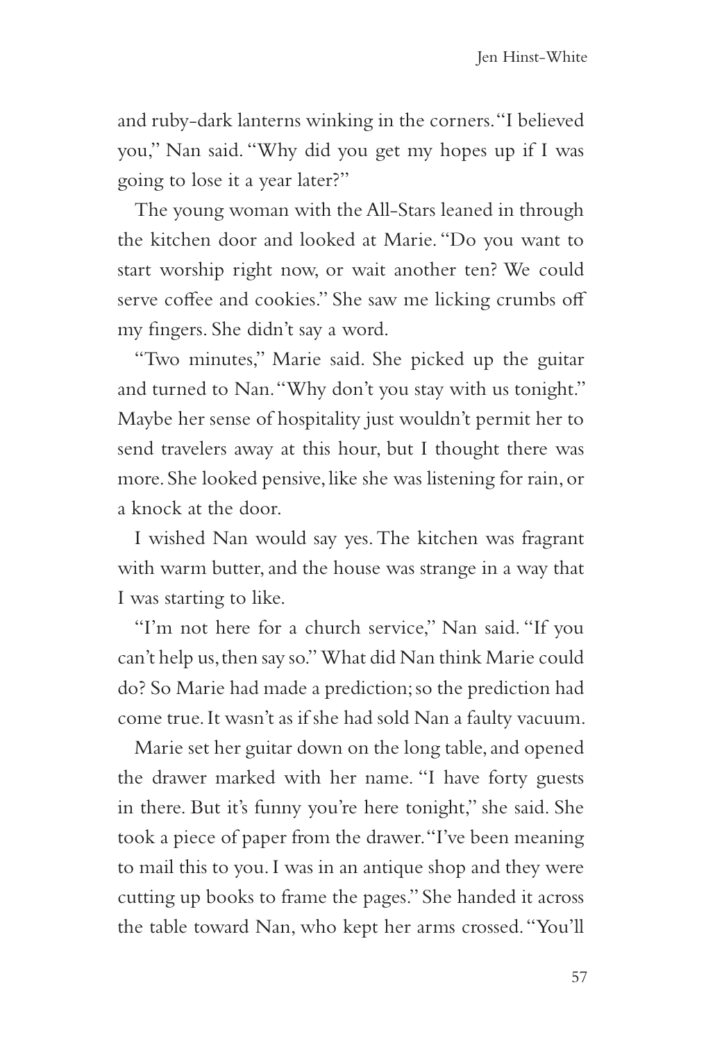and ruby-dark lanterns winking in the corners. "I believed you," Nan said. "Why did you get my hopes up if I was going to lose it a year later?"

The young woman with the All-Stars leaned in through the kitchen door and looked at Marie. "Do you want to start worship right now, or wait another ten? We could serve coffee and cookies." She saw me licking crumbs off my fingers. She didn't say a word.

"Two minutes," Marie said. She picked up the guitar and turned to Nan. "Why don't you stay with us tonight." Maybe her sense of hospitality just wouldn't permit her to send travelers away at this hour, but I thought there was more. She looked pensive, like she was listening for rain, or a knock at the door.

I wished Nan would say yes. The kitchen was fragrant with warm butter, and the house was strange in a way that I was starting to like.

"I'm not here for a church service," Nan said. "If you can't help us, then say so." What did Nan think Marie could do? So Marie had made a prediction; so the prediction had come true. It wasn't as if she had sold Nan a faulty vacuum.

Marie set her guitar down on the long table, and opened the drawer marked with her name. "I have forty guests in there. But it's funny you're here tonight," she said. She took a piece of paper from the drawer. "I've been meaning to mail this to you. I was in an antique shop and they were cutting up books to frame the pages." She handed it across the table toward Nan, who kept her arms crossed. "You'll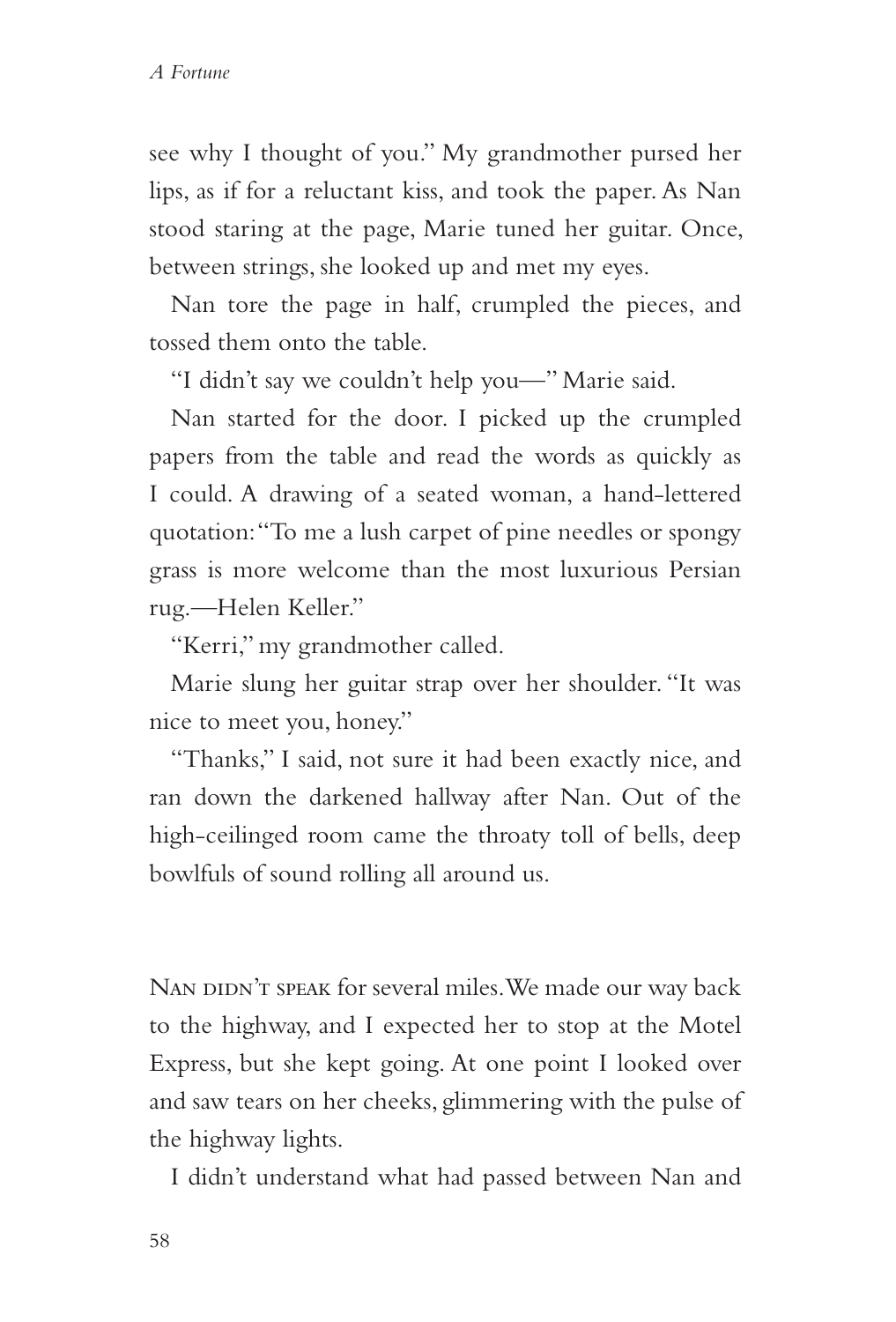see why I thought of you." My grandmother pursed her lips, as if for a reluctant kiss, and took the paper. As Nan stood staring at the page, Marie tuned her guitar. Once, between strings, she looked up and met my eyes.

Nan tore the page in half, crumpled the pieces, and tossed them onto the table.

"I didn't say we couldn't help you—" Marie said.

Nan started for the door. I picked up the crumpled papers from the table and read the words as quickly as I could. A drawing of a seated woman, a hand-lettered quotation: "To me a lush carpet of pine needles or spongy grass is more welcome than the most luxurious Persian rug.—Helen Keller."

"Kerri," my grandmother called.

Marie slung her guitar strap over her shoulder. "It was nice to meet you, honey."

"Thanks," I said, not sure it had been exactly nice, and ran down the darkened hallway after Nan. Out of the high-ceilinged room came the throaty toll of bells, deep bowlfuls of sound rolling all around us.

Nan didn't speak for several miles. We made our way back to the highway, and I expected her to stop at the Motel Express, but she kept going. At one point I looked over and saw tears on her cheeks, glimmering with the pulse of the highway lights.

I didn't understand what had passed between Nan and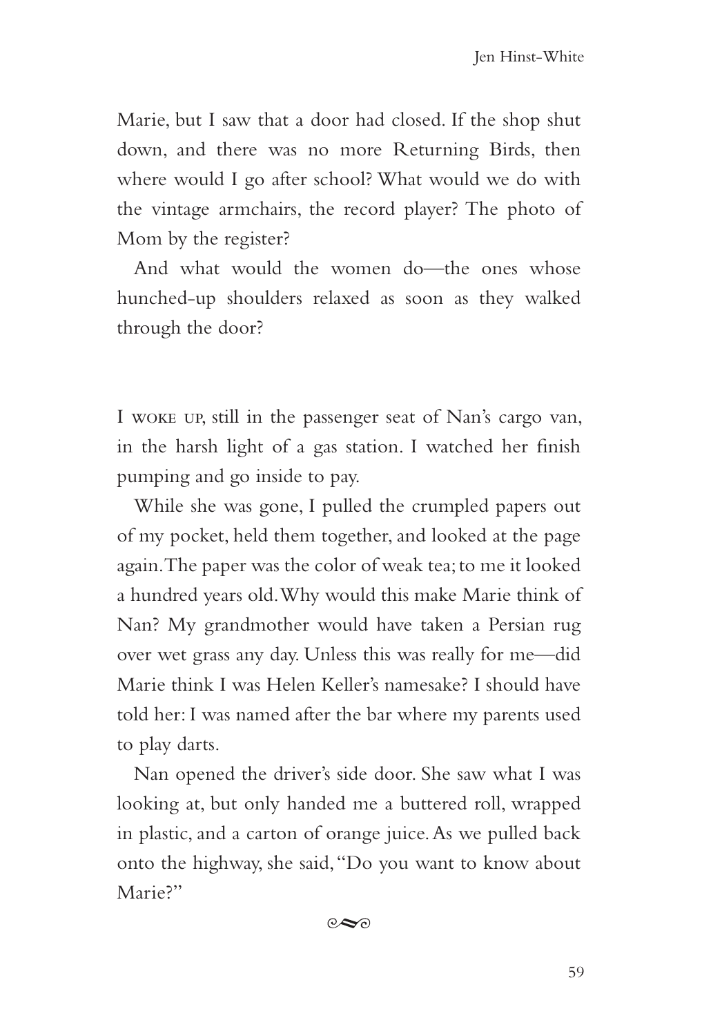Marie, but I saw that a door had closed. If the shop shut down, and there was no more Returning Birds, then where would I go after school? What would we do with the vintage armchairs, the record player? The photo of Mom by the register?

And what would the women do—the ones whose hunched-up shoulders relaxed as soon as they walked through the door?

I WOKE UP, still in the passenger seat of Nan's cargo van, in the harsh light of a gas station. I watched her finish pumping and go inside to pay.

While she was gone, I pulled the crumpled papers out of my pocket, held them together, and looked at the page again. The paper was the color of weak tea; to me it looked a hundred years old. Why would this make Marie think of Nan? My grandmother would have taken a Persian rug over wet grass any day. Unless this was really for me—did Marie think I was Helen Keller's namesake? I should have told her: I was named after the bar where my parents used to play darts.

Nan opened the driver's side door. She saw what I was looking at, but only handed me a buttered roll, wrapped in plastic, and a carton of orange juice. As we pulled back onto the highway, she said, "Do you want to know about Marie?"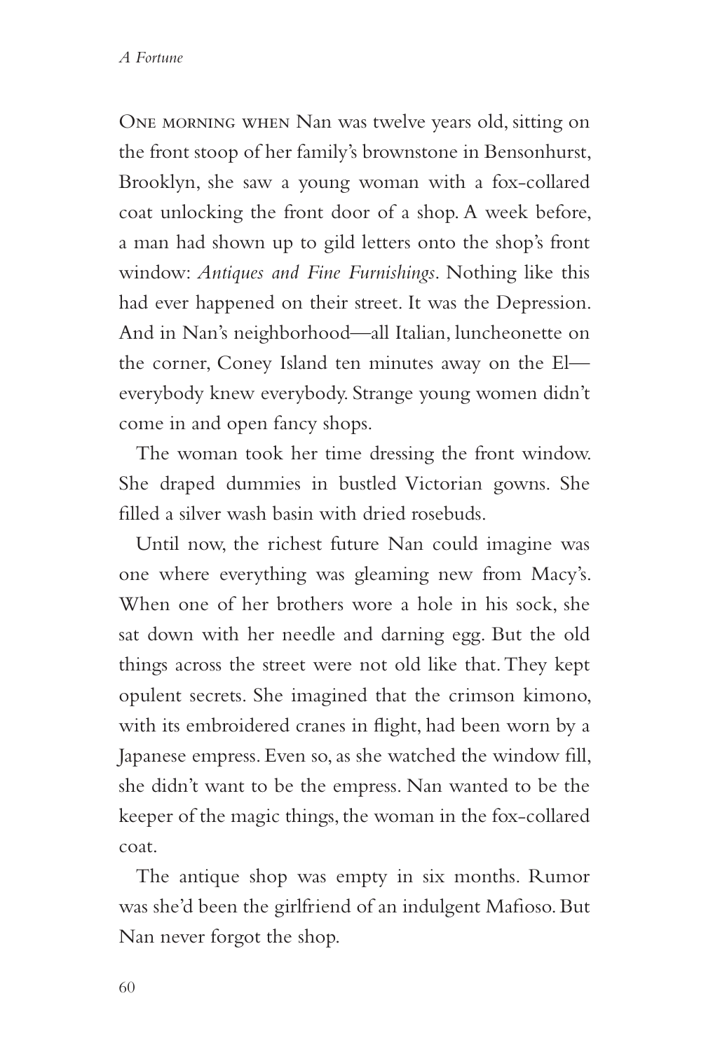One morning when Nan was twelve years old, sitting on the front stoop of her family's brownstone in Bensonhurst, Brooklyn, she saw a young woman with a fox-collared coat unlocking the front door of a shop. A week before, a man had shown up to gild letters onto the shop's front window: *Antiques and Fine Furnishings*. Nothing like this had ever happened on their street. It was the Depression. And in Nan's neighborhood—all Italian, luncheonette on the corner, Coney Island ten minutes away on the El—everybody knew everybody. Strange young women didn't come in and open fancy shops.

The woman took her time dressing the front window. She draped dummies in bustled Victorian gowns. She filled a silver wash basin with dried rosebuds.

Until now, the richest future Nan could imagine was one where everything was gleaming new from Macy's. When one of her brothers wore a hole in his sock, she sat down with her needle and darning egg. But the old things across the street were not old like that. They kept opulent secrets. She imagined that the crimson kimono, with its embroidered cranes in flight, had been worn by a Japanese empress. Even so, as she watched the window fill, she didn't want to be the empress. Nan wanted to be the keeper of the magic things, the woman in the fox-collared coat.

The antique shop was empty in six months. Rumor was she'd been the girlfriend of an indulgent Mafioso. But Nan never forgot the shop.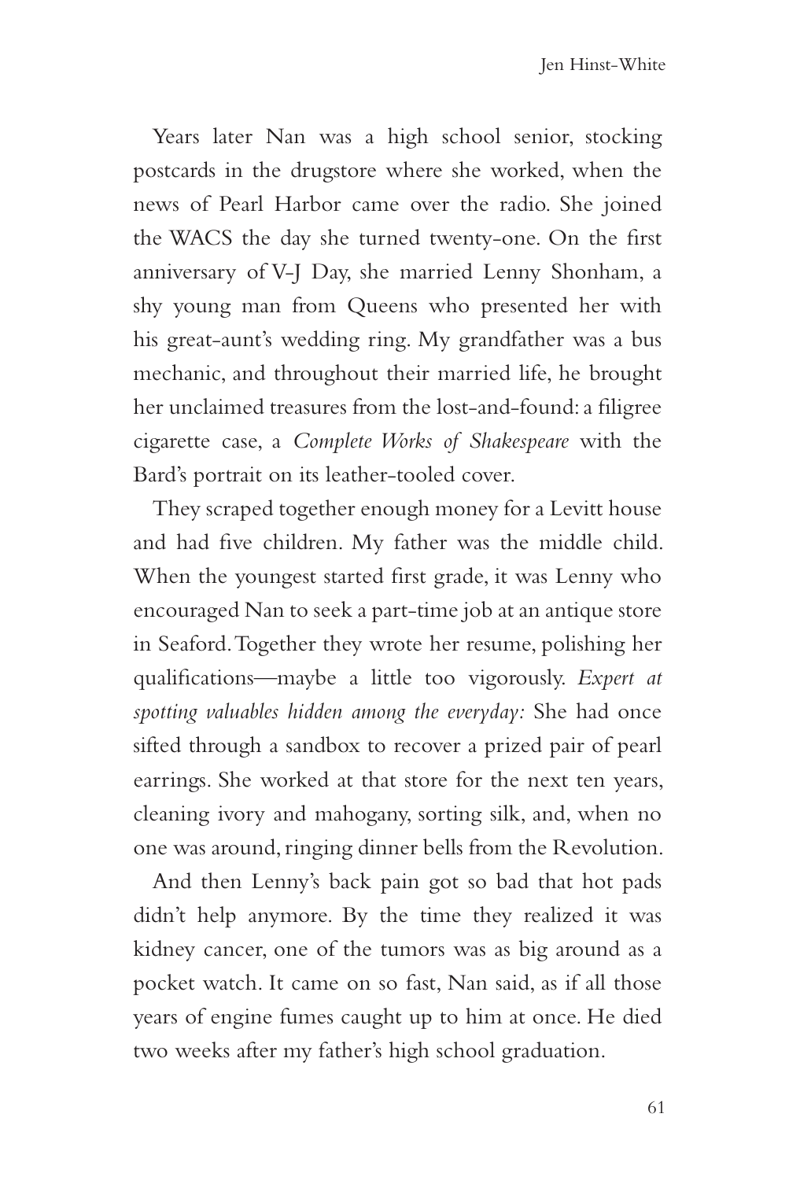Years later Nan was a high school senior, stocking postcards in the drugstore where she worked, when the news of Pearl Harbor came over the radio. She joined the WACS the day she turned twenty-one. On the first anniversary of V-J Day, she married Lenny Shonham, a shy young man from Queens who presented her with his great-aunt's wedding ring. My grandfather was a bus mechanic, and throughout their married life, he brought her unclaimed treasures from the lost-and-found: a filigree cigarette case, a *Complete Works of Shakespeare* with the Bard's portrait on its leather-tooled cover.

They scraped together enough money for a Levitt house and had five children. My father was the middle child. When the youngest started first grade, it was Lenny who encouraged Nan to seek a part-time job at an antique store in Seaford. Together they wrote her resume, polishing her qualifications—maybe a little too vigorously. *Expert at spotting valuables hidden among the everyday:* She had once sifted through a sandbox to recover a prized pair of pearl earrings. She worked at that store for the next ten years, cleaning ivory and mahogany, sorting silk, and, when no one was around, ringing dinner bells from the Revolution.

And then Lenny's back pain got so bad that hot pads didn't help anymore. By the time they realized it was kidney cancer, one of the tumors was as big around as a pocket watch. It came on so fast, Nan said, as if all those years of engine fumes caught up to him at once. He died two weeks after my father's high school graduation.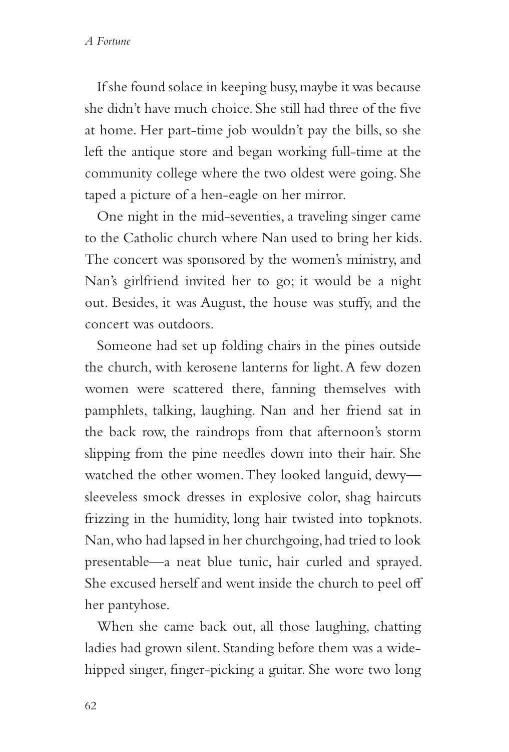If she found solace in keeping busy, maybe it was because she didn't have much choice. She still had three of the five at home. Her part-time job wouldn't pay the bills, so she left the antique store and began working full-time at the community college where the two oldest were going. She taped a picture of a hen-eagle on her mirror.

One night in the mid-seventies, a traveling singer came to the Catholic church where Nan used to bring her kids. The concert was sponsored by the women's ministry, and Nan's girlfriend invited her to go; it would be a night out. Besides, it was August, the house was stuffy, and the concert was outdoors.

Someone had set up folding chairs in the pines outside the church, with kerosene lanterns for light. A few dozen women were scattered there, fanning themselves with pamphlets, talking, laughing. Nan and her friend sat in the back row, the raindrops from that afternoon's storm slipping from the pine needles down into their hair. She watched the other women. They looked languid, dewy—sleeveless smock dresses in explosive color, shag haircuts frizzing in the humidity, long hair twisted into topknots. Nan, who had lapsed in her churchgoing, had tried to look presentable—a neat blue tunic, hair curled and sprayed. She excused herself and went inside the church to peel off her pantyhose.

When she came back out, all those laughing, chatting ladies had grown silent. Standing before them was a wide-hipped singer, finger-picking a guitar. She wore two long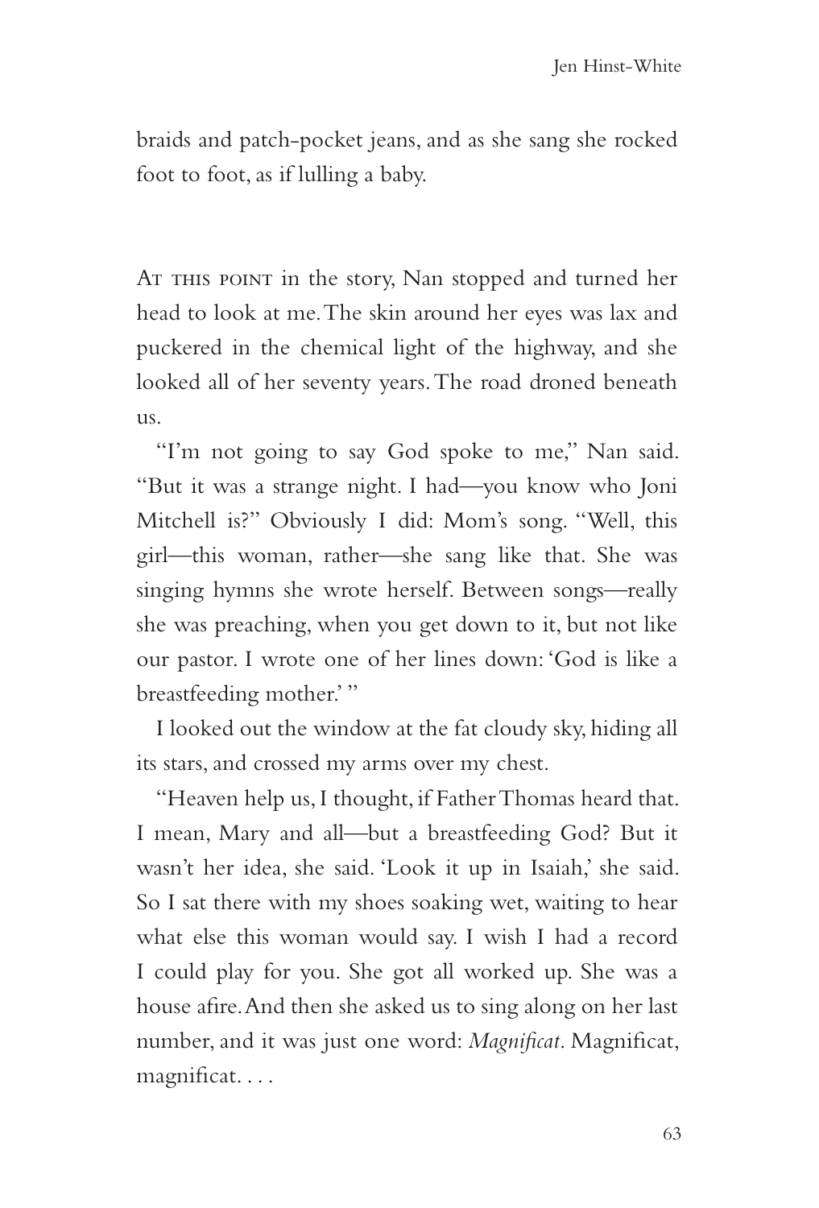braids and patch-pocket jeans, and as she sang she rocked foot to foot, as if lulling a baby.

At this point in the story, Nan stopped and turned her head to look at me. The skin around her eyes was lax and puckered in the chemical light of the highway, and she looked all of her seventy years. The road droned beneath us.

"I'm not going to say God spoke to me," Nan said. "But it was a strange night. I had—you know who Joni Mitchell is?" Obviously I did: Mom's song. "Well, this girl—this woman, rather—she sang like that. She was singing hymns she wrote herself. Between songs—really she was preaching, when you get down to it, but not like our pastor. I wrote one of her lines down: 'God is like a breastfeeding mother.' "

I looked out the window at the fat cloudy sky, hiding all its stars, and crossed my arms over my chest.

"Heaven help us, I thought, if Father Thomas heard that. I mean, Mary and all—but a breastfeeding God? But it wasn't her idea, she said. 'Look it up in Isaiah,' she said. So I sat there with my shoes soaking wet, waiting to hear what else this woman would say. I wish I had a record I could play for you. She got all worked up. She was a house afire. And then she asked us to sing along on her last number, and it was just one word: *Magnificat*. Magnificat, magnificat. . . .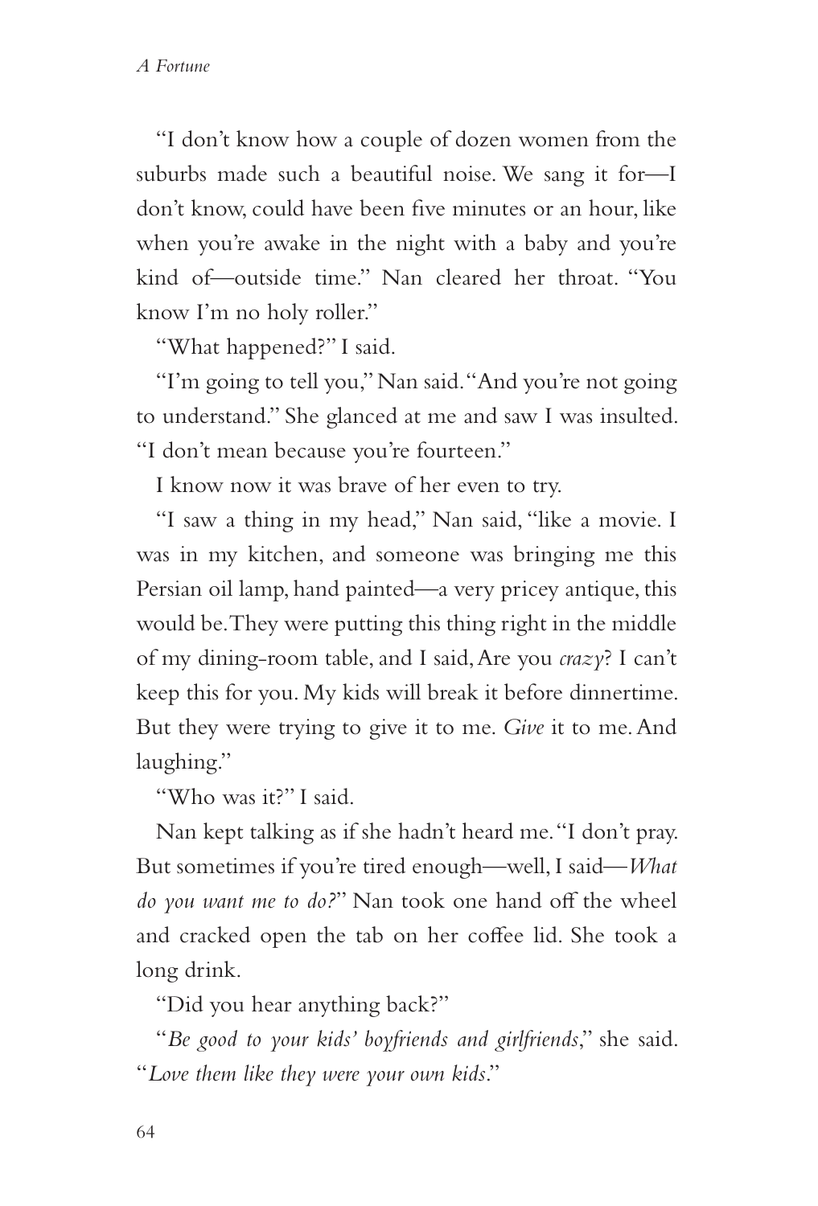"I don't know how a couple of dozen women from the suburbs made such a beautiful noise. We sang it for—I don't know, could have been five minutes or an hour, like when you're awake in the night with a baby and you're kind of—outside time." Nan cleared her throat. "You know I'm no holy roller."

"What happened?" I said.

"I'm going to tell you," Nan said. "And you're not going to understand." She glanced at me and saw I was insulted. "I don't mean because you're fourteen."

I know now it was brave of her even to try.

"I saw a thing in my head," Nan said, "like a movie. I was in my kitchen, and someone was bringing me this Persian oil lamp, hand painted—a very pricey antique, this would be. They were putting this thing right in the middle of my dining-room table, and I said, Are you *crazy*? I can't keep this for you. My kids will break it before dinnertime. But they were trying to give it to me. *Give* it to me. And laughing."

"Who was it?" I said.

Nan kept talking as if she hadn't heard me. "I don't pray. But sometimes if you're tired enough—well, I said—*What do you want me to do?*" Nan took one hand off the wheel and cracked open the tab on her coffee lid. She took a long drink.

"Did you hear anything back?"

"*Be good to your kids' boyfriends and girlfriends*," she said. "*Love them like they were your own kids*."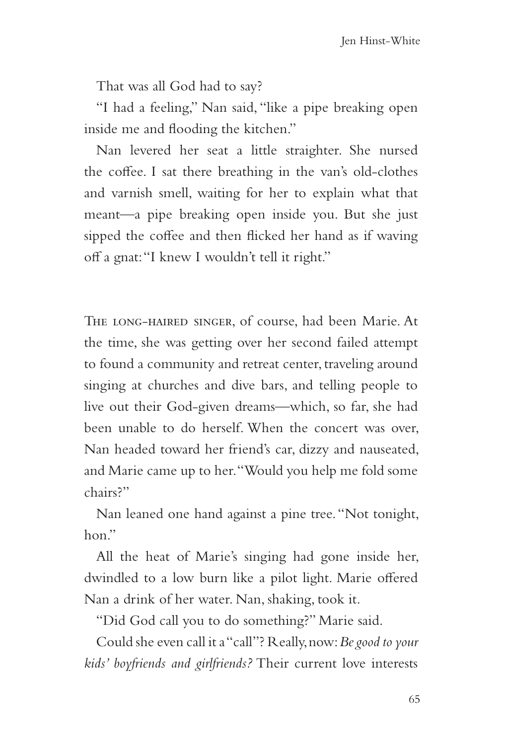That was all God had to say?

"I had a feeling," Nan said, "like a pipe breaking open inside me and flooding the kitchen."

Nan levered her seat a little straighter. She nursed the coffee. I sat there breathing in the van's old-clothes and varnish smell, waiting for her to explain what that meant—a pipe breaking open inside you. But she just sipped the coffee and then flicked her hand as if waving off a gnat: "I knew I wouldn't tell it right."

The long-haired singer, of course, had been Marie. At the time, she was getting over her second failed attempt to found a community and retreat center, traveling around singing at churches and dive bars, and telling people to live out their God-given dreams—which, so far, she had been unable to do herself. When the concert was over, Nan headed toward her friend's car, dizzy and nauseated, and Marie came up to her. "Would you help me fold some chairs?"

Nan leaned one hand against a pine tree. "Not tonight, hon."

All the heat of Marie's singing had gone inside her, dwindled to a low burn like a pilot light. Marie offered Nan a drink of her water. Nan, shaking, took it.

"Did God call you to do something?" Marie said.

Could she even call it a "call"? Really, now: *Be good to your kids' boyfriends and girlfriends?* Their current love interests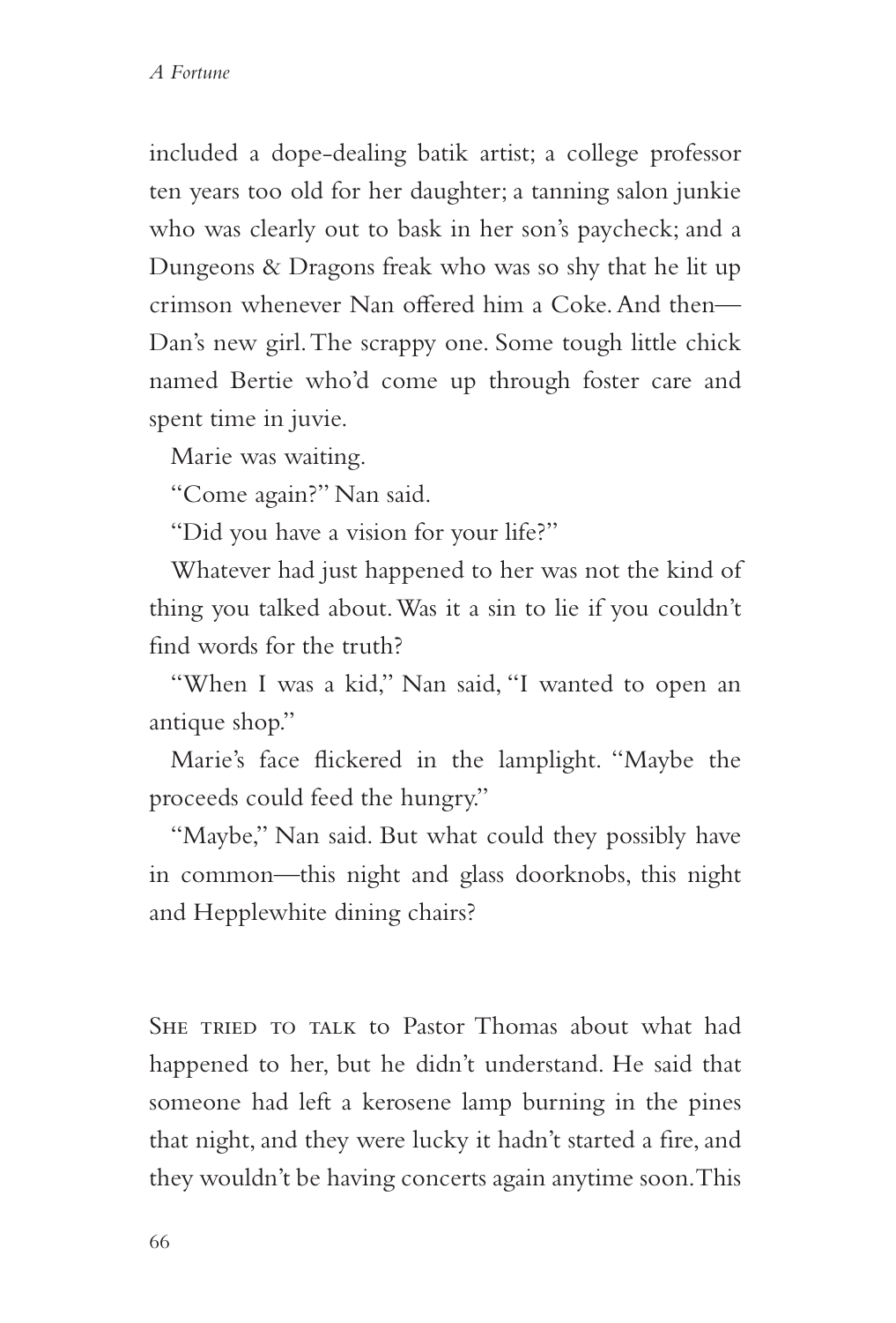included a dope-dealing batik artist; a college professor ten years too old for her daughter; a tanning salon junkie who was clearly out to bask in her son's paycheck; and a Dungeons & Dragons freak who was so shy that he lit up crimson whenever Nan offered him a Coke. And then—Dan's new girl. The scrappy one. Some tough little chick named Bertie who'd come up through foster care and spent time in juvie.

Marie was waiting.

"Come again?" Nan said.

"Did you have a vision for your life?"

Whatever had just happened to her was not the kind of thing you talked about. Was it a sin to lie if you couldn't find words for the truth?

"When I was a kid," Nan said, "I wanted to open an antique shop."

Marie's face flickered in the lamplight. "Maybe the proceeds could feed the hungry."

"Maybe," Nan said. But what could they possibly have in common—this night and glass doorknobs, this night and Hepplewhite dining chairs?

She tried to talk to Pastor Thomas about what had happened to her, but he didn't understand. He said that someone had left a kerosene lamp burning in the pines that night, and they were lucky it hadn't started a fire, and they wouldn't be having concerts again anytime soon. This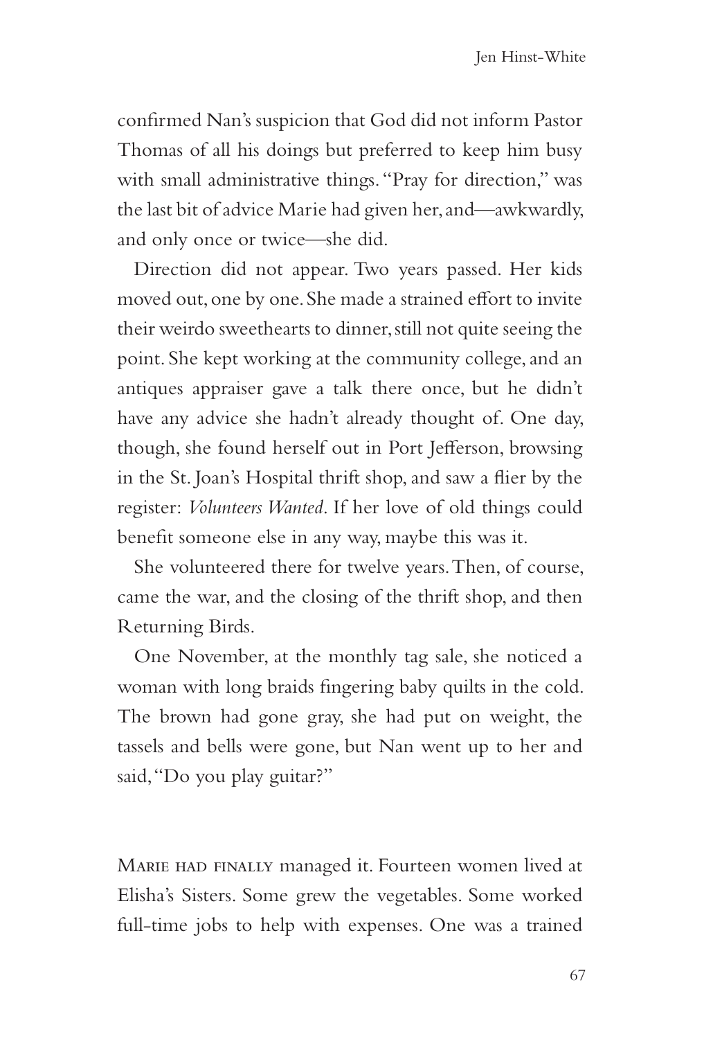confirmed Nan's suspicion that God did not inform Pastor Thomas of all his doings but preferred to keep him busy with small administrative things. "Pray for direction," was the last bit of advice Marie had given her, and—awkwardly, and only once or twice—she did.

Direction did not appear. Two years passed. Her kids moved out, one by one. She made a strained effort to invite their weirdo sweethearts to dinner, still not quite seeing the point. She kept working at the community college, and an antiques appraiser gave a talk there once, but he didn't have any advice she hadn't already thought of. One day, though, she found herself out in Port Jefferson, browsing in the St. Joan's Hospital thrift shop, and saw a flier by the register: *Volunteers Wanted*. If her love of old things could benefit someone else in any way, maybe this was it.

She volunteered there for twelve years. Then, of course, came the war, and the closing of the thrift shop, and then Returning Birds.

One November, at the monthly tag sale, she noticed a woman with long braids fingering baby quilts in the cold. The brown had gone gray, she had put on weight, the tassels and bells were gone, but Nan went up to her and said, "Do you play guitar?"

Marie had finally managed it. Fourteen women lived at Elisha's Sisters. Some grew the vegetables. Some worked full-time jobs to help with expenses. One was a trained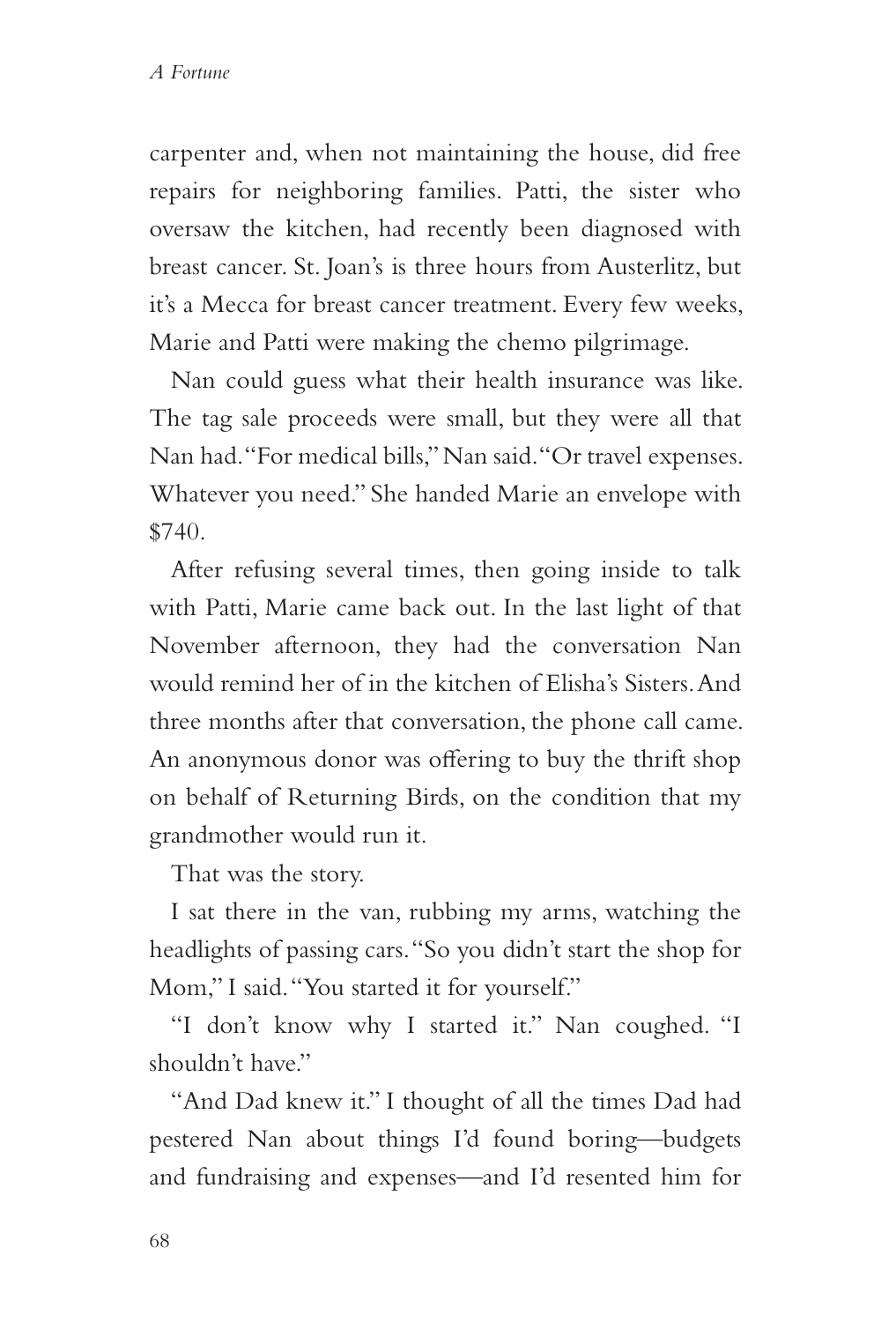carpenter and, when not maintaining the house, did free repairs for neighboring families. Patti, the sister who oversaw the kitchen, had recently been diagnosed with breast cancer. St. Joan's is three hours from Austerlitz, but it's a Mecca for breast cancer treatment. Every few weeks, Marie and Patti were making the chemo pilgrimage.

Nan could guess what their health insurance was like. The tag sale proceeds were small, but they were all that Nan had. "For medical bills," Nan said. "Or travel expenses. Whatever you need." She handed Marie an envelope with $740.

After refusing several times, then going inside to talk with Patti, Marie came back out. In the last light of that November afternoon, they had the conversation Nan would remind her of in the kitchen of Elisha's Sisters. And three months after that conversation, the phone call came. An anonymous donor was offering to buy the thrift shop on behalf of Returning Birds, on the condition that my grandmother would run it.

That was the story.

I sat there in the van, rubbing my arms, watching the headlights of passing cars. "So you didn't start the shop for Mom," I said. "You started it for yourself."

"I don't know why I started it." Nan coughed. "I shouldn't have."

"And Dad knew it." I thought of all the times Dad had pestered Nan about things I'd found boring—budgets and fundraising and expenses—and I'd resented him for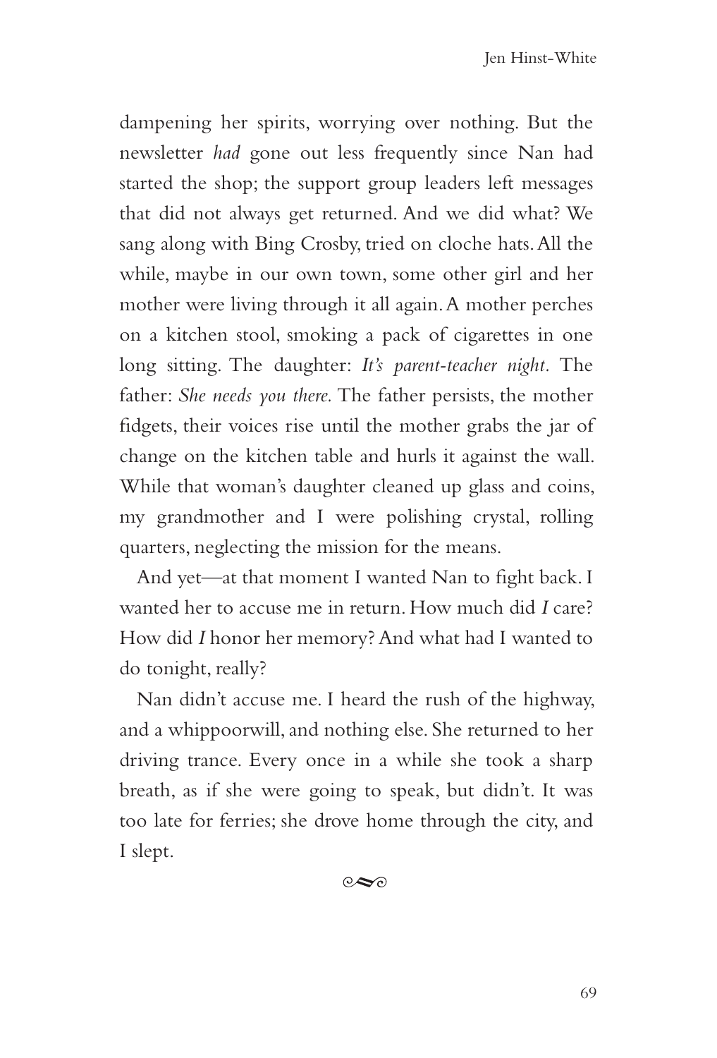dampening her spirits, worrying over nothing. But the newsletter *had* gone out less frequently since Nan had started the shop; the support group leaders left messages that did not always get returned. And we did what? We sang along with Bing Crosby, tried on cloche hats. All the while, maybe in our own town, some other girl and her mother were living through it all again. A mother perches on a kitchen stool, smoking a pack of cigarettes in one long sitting. The daughter: *It's parent-teacher night.* The father: *She needs you there.* The father persists, the mother fidgets, their voices rise until the mother grabs the jar of change on the kitchen table and hurls it against the wall. While that woman's daughter cleaned up glass and coins, my grandmother and I were polishing crystal, rolling quarters, neglecting the mission for the means.

And yet—at that moment I wanted Nan to fight back. I wanted her to accuse me in return. How much did *I* care? How did *I* honor her memory? And what had I wanted to do tonight, really?

Nan didn't accuse me. I heard the rush of the highway, and a whippoorwill, and nothing else. She returned to her driving trance. Every once in a while she took a sharp breath, as if she were going to speak, but didn't. It was too late for ferries; she drove home through the city, and I slept.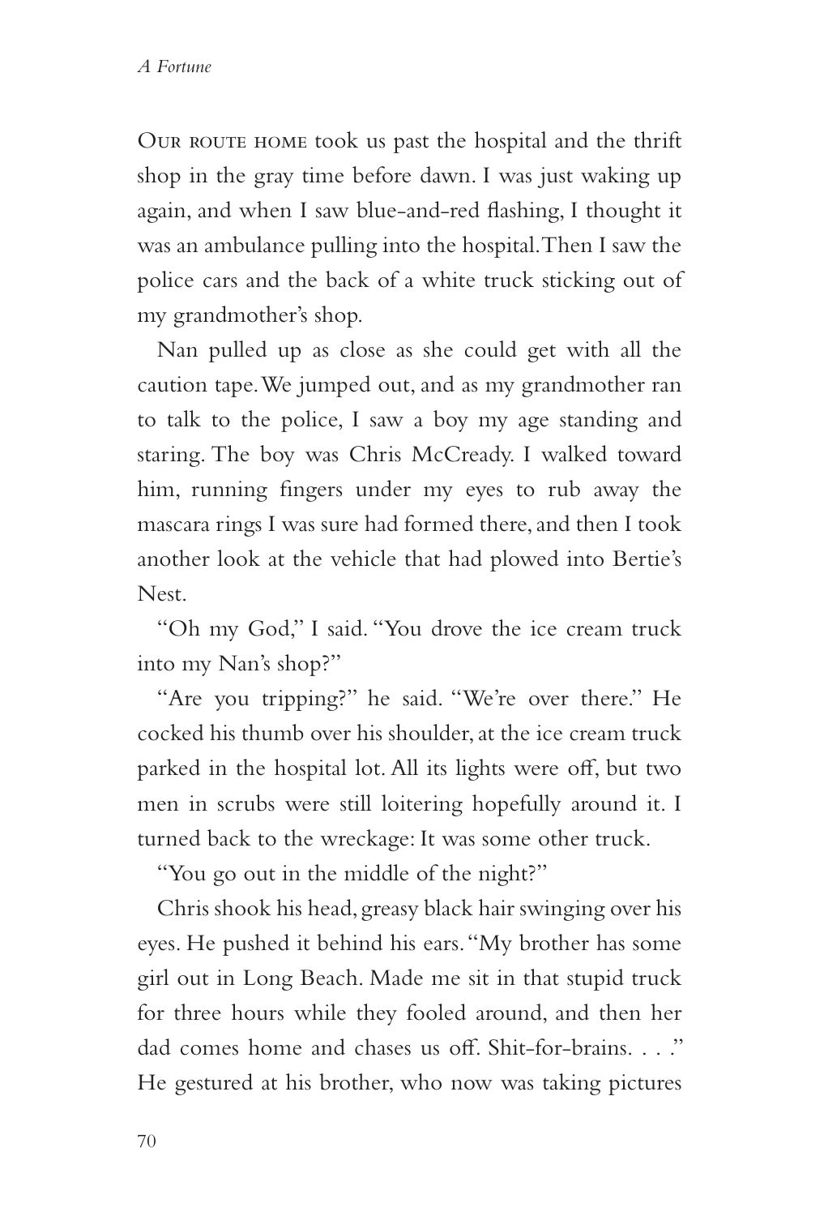Our route home took us past the hospital and the thrift shop in the gray time before dawn. I was just waking up again, and when I saw blue-and-red flashing, I thought it was an ambulance pulling into the hospital. Then I saw the police cars and the back of a white truck sticking out of my grandmother's shop.

Nan pulled up as close as she could get with all the caution tape. We jumped out, and as my grandmother ran to talk to the police, I saw a boy my age standing and staring. The boy was Chris McCready. I walked toward him, running fingers under my eyes to rub away the mascara rings I was sure had formed there, and then I took another look at the vehicle that had plowed into Bertie's Nest.

"Oh my God," I said. "You drove the ice cream truck into my Nan's shop?"

"Are you tripping?" he said. "We're over there." He cocked his thumb over his shoulder, at the ice cream truck parked in the hospital lot. All its lights were off, but two men in scrubs were still loitering hopefully around it. I turned back to the wreckage: It was some other truck.

"You go out in the middle of the night?"

Chris shook his head, greasy black hair swinging over his eyes. He pushed it behind his ears. "My brother has some girl out in Long Beach. Made me sit in that stupid truck for three hours while they fooled around, and then her dad comes home and chases us off. Shit-for-brains. . . ." He gestured at his brother, who now was taking pictures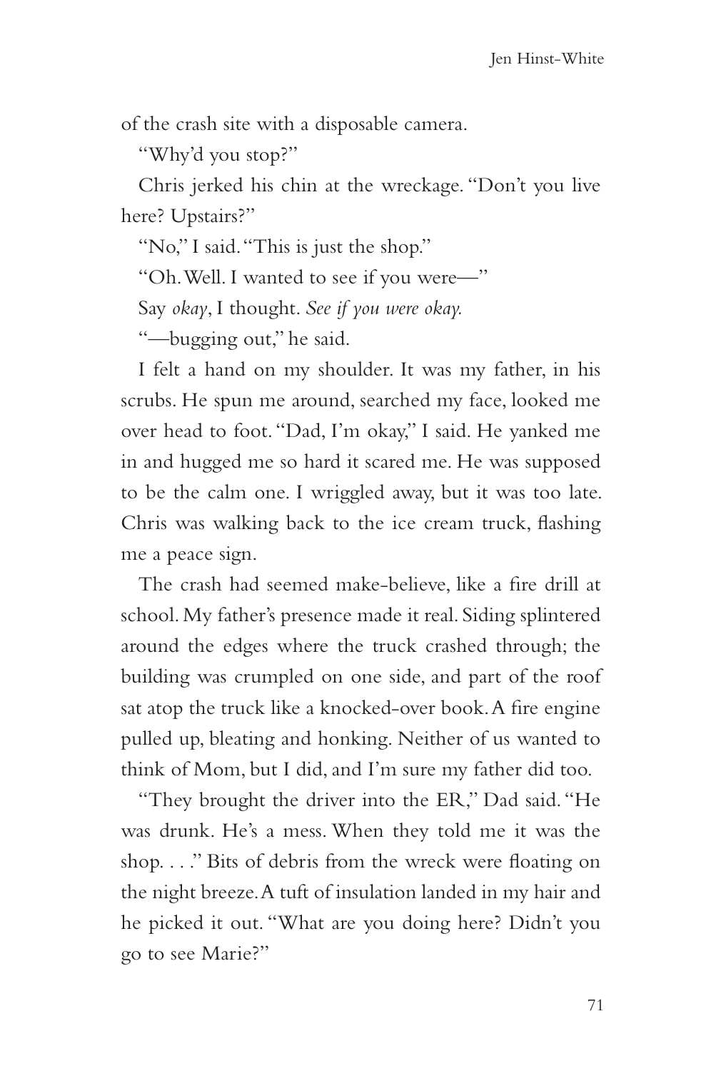of the crash site with a disposable camera.

"Why'd you stop?"

Chris jerked his chin at the wreckage. "Don't you live here? Upstairs?"

"No," I said. "This is just the shop."

"Oh. Well. I wanted to see if you were—"

Say *okay*, I thought. *See if you were okay.*

"—bugging out," he said.

I felt a hand on my shoulder. It was my father, in his scrubs. He spun me around, searched my face, looked me over head to foot. "Dad, I'm okay," I said. He yanked me in and hugged me so hard it scared me. He was supposed to be the calm one. I wriggled away, but it was too late. Chris was walking back to the ice cream truck, flashing me a peace sign.

The crash had seemed make-believe, like a fire drill at school. My father's presence made it real. Siding splintered around the edges where the truck crashed through; the building was crumpled on one side, and part of the roof sat atop the truck like a knocked-over book. A fire engine pulled up, bleating and honking. Neither of us wanted to think of Mom, but I did, and I'm sure my father did too.

"They brought the driver into the ER," Dad said. "He was drunk. He's a mess. When they told me it was the shop. . . ." Bits of debris from the wreck were floating on the night breeze. A tuft of insulation landed in my hair and he picked it out. "What are you doing here? Didn't you go to see Marie?"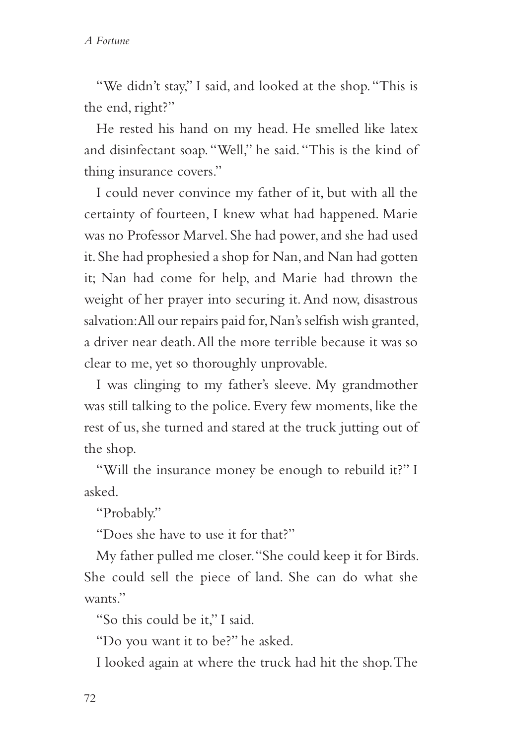"We didn't stay," I said, and looked at the shop. "This is the end, right?"

He rested his hand on my head. He smelled like latex and disinfectant soap. "Well," he said. "This is the kind of thing insurance covers."

I could never convince my father of it, but with all the certainty of fourteen, I knew what had happened. Marie was no Professor Marvel. She had power, and she had used it. She had prophesied a shop for Nan, and Nan had gotten it; Nan had come for help, and Marie had thrown the weight of her prayer into securing it. And now, disastrous salvation: All our repairs paid for, Nan's selfish wish granted, a driver near death. All the more terrible because it was so clear to me, yet so thoroughly unprovable.

I was clinging to my father's sleeve. My grandmother was still talking to the police. Every few moments, like the rest of us, she turned and stared at the truck jutting out of the shop.

"Will the insurance money be enough to rebuild it?" I asked.

"Probably."

"Does she have to use it for that?"

My father pulled me closer. "She could keep it for Birds. She could sell the piece of land. She can do what she wants."

"So this could be it," I said.

"Do you want it to be?" he asked.

I looked again at where the truck had hit the shop. The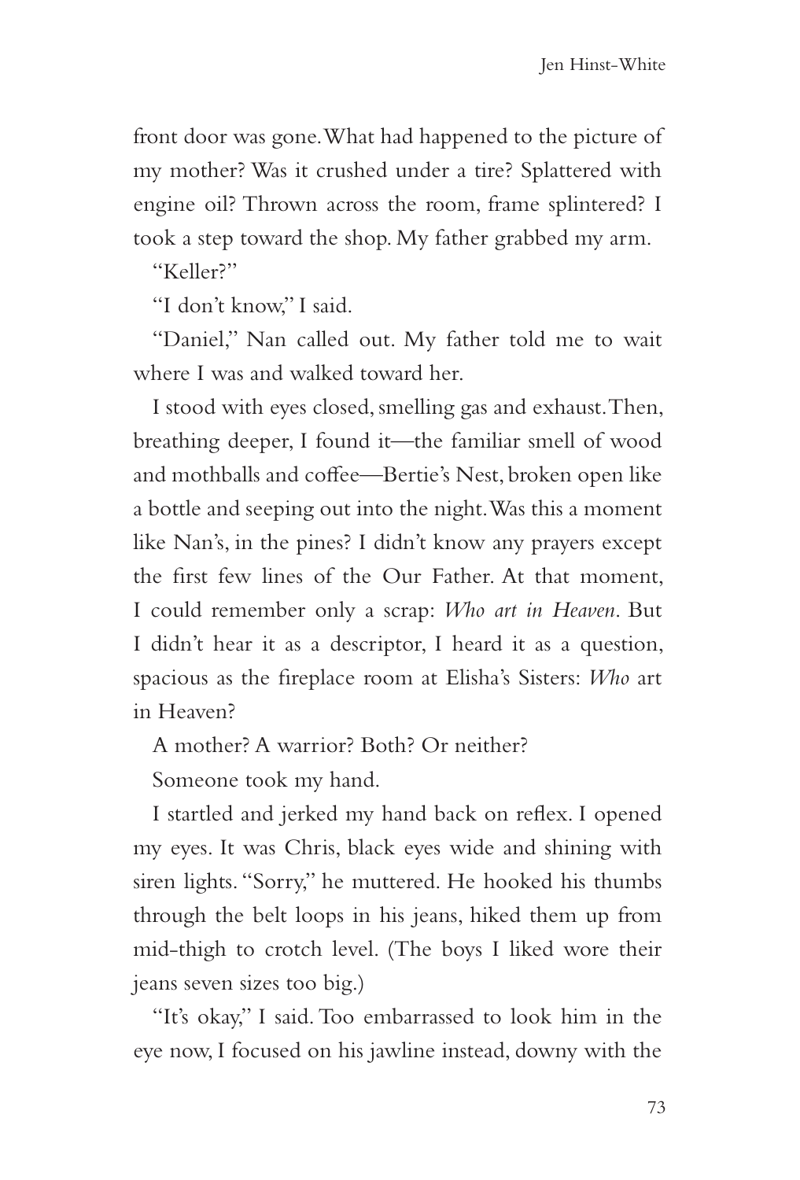front door was gone. What had happened to the picture of my mother? Was it crushed under a tire? Splattered with engine oil? Thrown across the room, frame splintered? I took a step toward the shop. My father grabbed my arm.

"Keller?"

"I don't know," I said.

"Daniel," Nan called out. My father told me to wait where I was and walked toward her.

I stood with eyes closed, smelling gas and exhaust. Then, breathing deeper, I found it—the familiar smell of wood and mothballs and coffee—Bertie's Nest, broken open like a bottle and seeping out into the night. Was this a moment like Nan's, in the pines? I didn't know any prayers except the first few lines of the Our Father. At that moment, I could remember only a scrap: *Who art in Heaven*. But I didn't hear it as a descriptor, I heard it as a question, spacious as the fireplace room at Elisha's Sisters: *Who* art in Heaven?

A mother? A warrior? Both? Or neither?

Someone took my hand.

I startled and jerked my hand back on reflex. I opened my eyes. It was Chris, black eyes wide and shining with siren lights. "Sorry," he muttered. He hooked his thumbs through the belt loops in his jeans, hiked them up from mid-thigh to crotch level. (The boys I liked wore their jeans seven sizes too big.)

"It's okay," I said. Too embarrassed to look him in the eye now, I focused on his jawline instead, downy with the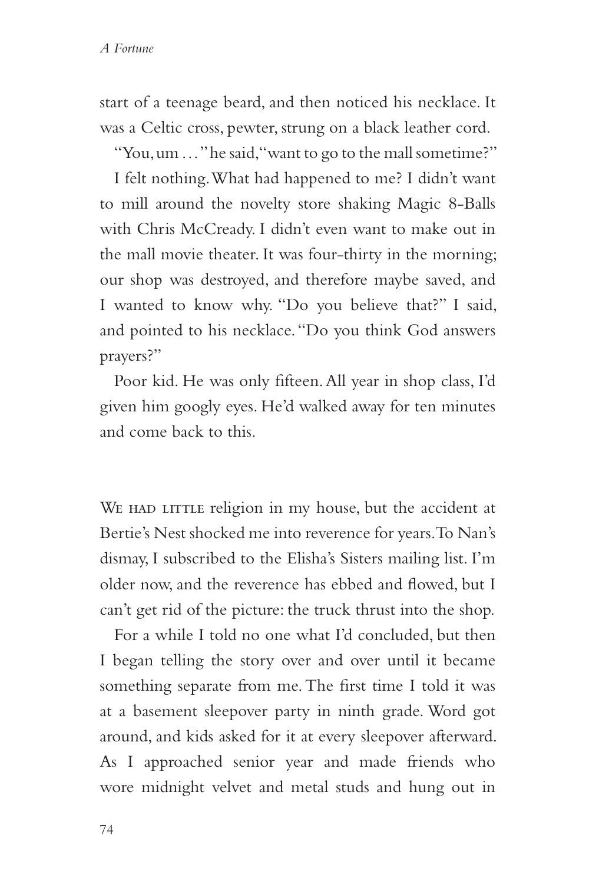start of a teenage beard, and then noticed his necklace. It was a Celtic cross, pewter, strung on a black leather cord.

"You, um . . ." he said, "want to go to the mall sometime?"

I felt nothing. What had happened to me? I didn't want to mill around the novelty store shaking Magic 8-Balls with Chris McCready. I didn't even want to make out in the mall movie theater. It was four-thirty in the morning; our shop was destroyed, and therefore maybe saved, and I wanted to know why. "Do you believe that?" I said, and pointed to his necklace. "Do you think God answers prayers?"

Poor kid. He was only fifteen. All year in shop class, I'd given him googly eyes. He'd walked away for ten minutes and come back to this.

We had little religion in my house, but the accident at Bertie's Nest shocked me into reverence for years. To Nan's dismay, I subscribed to the Elisha's Sisters mailing list. I'm older now, and the reverence has ebbed and flowed, but I can't get rid of the picture: the truck thrust into the shop.

For a while I told no one what I'd concluded, but then I began telling the story over and over until it became something separate from me. The first time I told it was at a basement sleepover party in ninth grade. Word got around, and kids asked for it at every sleepover afterward. As I approached senior year and made friends who wore midnight velvet and metal studs and hung out in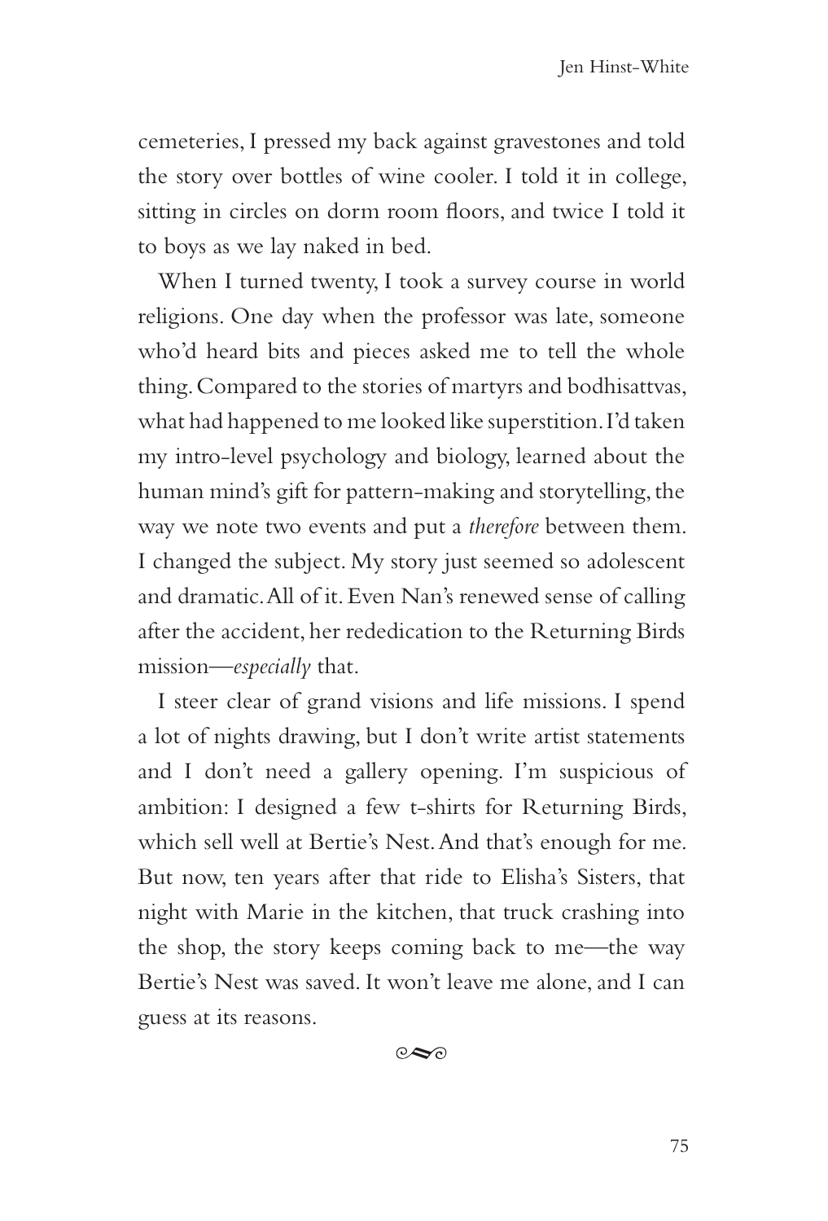cemeteries, I pressed my back against gravestones and told the story over bottles of wine cooler. I told it in college, sitting in circles on dorm room floors, and twice I told it to boys as we lay naked in bed.

When I turned twenty, I took a survey course in world religions. One day when the professor was late, someone who'd heard bits and pieces asked me to tell the whole thing. Compared to the stories of martyrs and bodhisattvas, what had happened to me looked like superstition. I'd taken my intro-level psychology and biology, learned about the human mind's gift for pattern-making and storytelling, the way we note two events and put a *therefore* between them. I changed the subject. My story just seemed so adolescent and dramatic. All of it. Even Nan's renewed sense of calling after the accident, her rededication to the Returning Birds mission—*especially* that.

I steer clear of grand visions and life missions. I spend a lot of nights drawing, but I don't write artist statements and I don't need a gallery opening. I'm suspicious of ambition: I designed a few t-shirts for Returning Birds, which sell well at Bertie's Nest. And that's enough for me. But now, ten years after that ride to Elisha's Sisters, that night with Marie in the kitchen, that truck crashing into the shop, the story keeps coming back to me—the way Bertie's Nest was saved. It won't leave me alone, and I can guess at its reasons.

⁂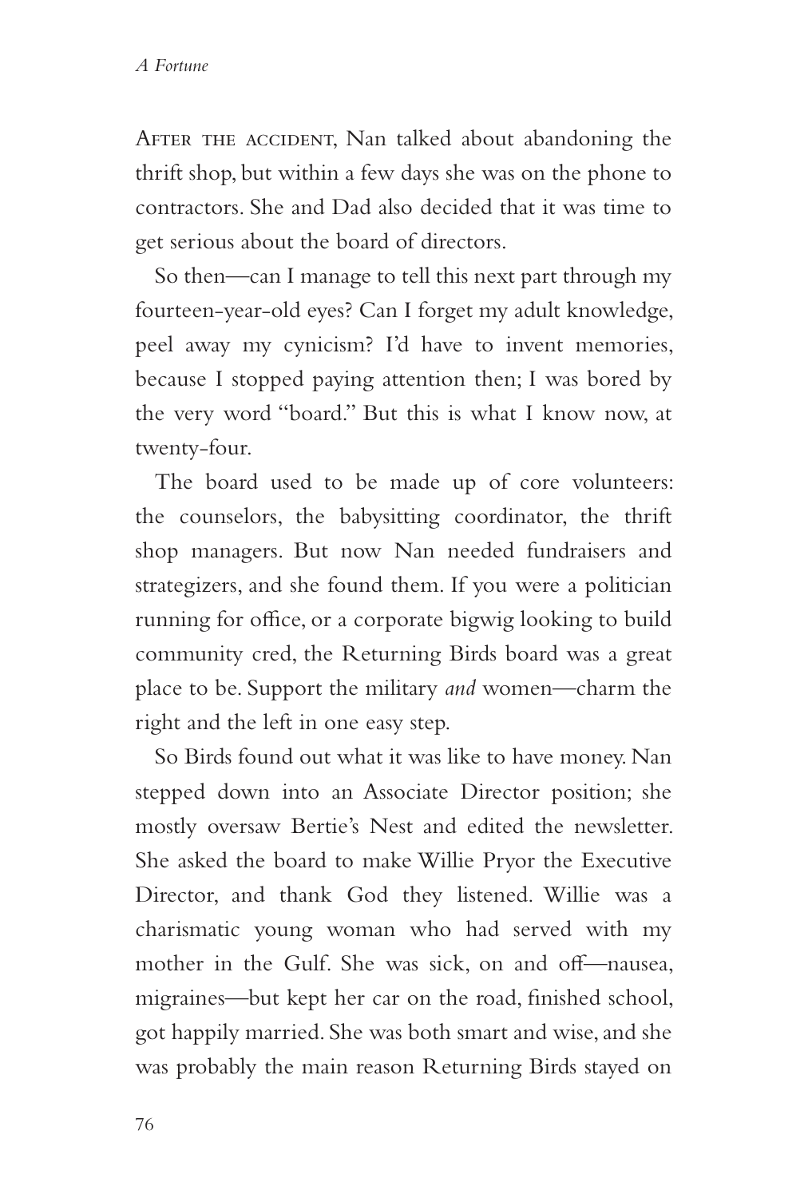After the accident, Nan talked about abandoning the thrift shop, but within a few days she was on the phone to contractors. She and Dad also decided that it was time to get serious about the board of directors.

So then—can I manage to tell this next part through my fourteen-year-old eyes? Can I forget my adult knowledge, peel away my cynicism? I'd have to invent memories, because I stopped paying attention then; I was bored by the very word "board." But this is what I know now, at twenty-four.

The board used to be made up of core volunteers: the counselors, the babysitting coordinator, the thrift shop managers. But now Nan needed fundraisers and strategizers, and she found them. If you were a politician running for office, or a corporate bigwig looking to build community cred, the Returning Birds board was a great place to be. Support the military *and* women—charm the right and the left in one easy step.

So Birds found out what it was like to have money. Nan stepped down into an Associate Director position; she mostly oversaw Bertie's Nest and edited the newsletter. She asked the board to make Willie Pryor the Executive Director, and thank God they listened. Willie was a charismatic young woman who had served with my mother in the Gulf. She was sick, on and off—nausea, migraines—but kept her car on the road, finished school, got happily married. She was both smart and wise, and she was probably the main reason Returning Birds stayed on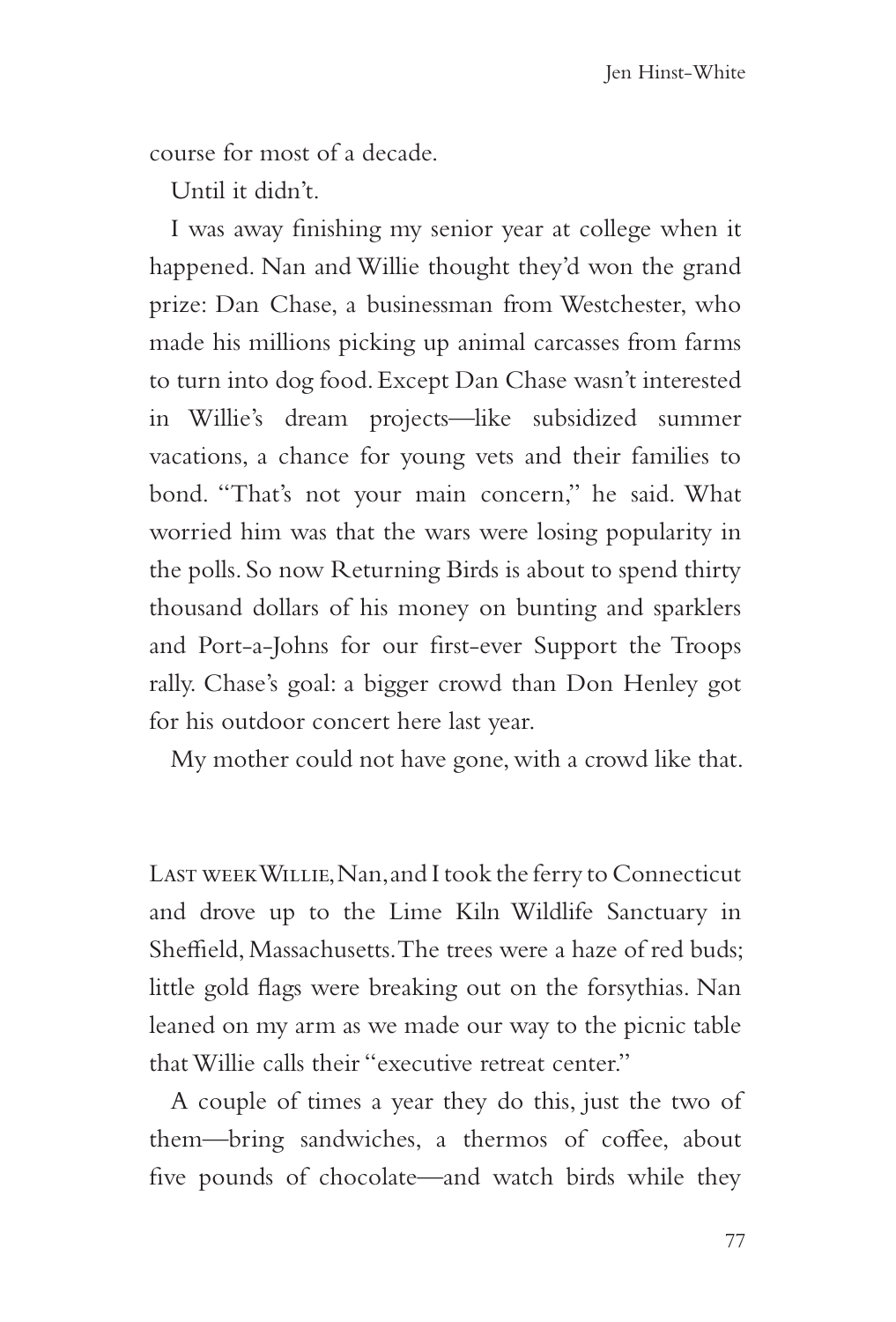course for most of a decade.

Until it didn't.

I was away finishing my senior year at college when it happened. Nan and Willie thought they'd won the grand prize: Dan Chase, a businessman from Westchester, who made his millions picking up animal carcasses from farms to turn into dog food. Except Dan Chase wasn't interested in Willie's dream projects—like subsidized summer vacations, a chance for young vets and their families to bond. "That's not your main concern," he said. What worried him was that the wars were losing popularity in the polls. So now Returning Birds is about to spend thirty thousand dollars of his money on bunting and sparklers and Port-a-Johns for our first-ever Support the Troops rally. Chase's goal: a bigger crowd than Don Henley got for his outdoor concert here last year.

My mother could not have gone, with a crowd like that.

Last week Willie, Nan, and I took the ferry to Connecticut and drove up to the Lime Kiln Wildlife Sanctuary in Sheffield, Massachusetts. The trees were a haze of red buds; little gold flags were breaking out on the forsythias. Nan leaned on my arm as we made our way to the picnic table that Willie calls their "executive retreat center."

A couple of times a year they do this, just the two of them—bring sandwiches, a thermos of coffee, about five pounds of chocolate—and watch birds while they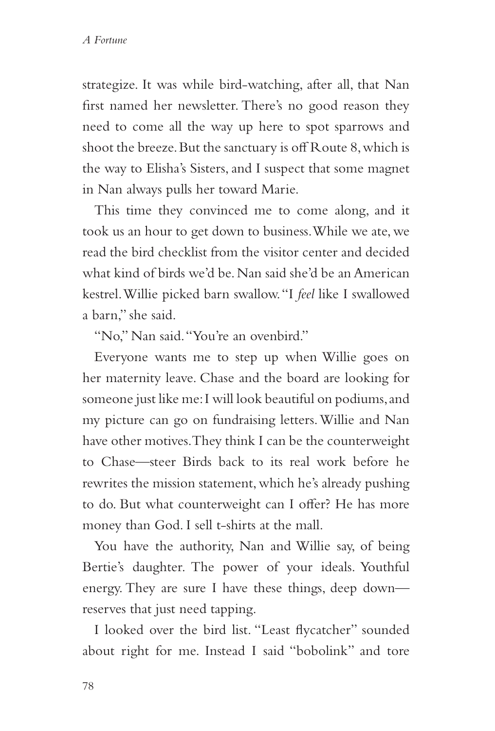strategize. It was while bird-watching, after all, that Nan first named her newsletter. There's no good reason they need to come all the way up here to spot sparrows and shoot the breeze. But the sanctuary is off Route 8, which is the way to Elisha's Sisters, and I suspect that some magnet in Nan always pulls her toward Marie.

This time they convinced me to come along, and it took us an hour to get down to business. While we ate, we read the bird checklist from the visitor center and decided what kind of birds we'd be. Nan said she'd be an American kestrel. Willie picked barn swallow. "I *feel* like I swallowed a barn," she said.

"No," Nan said. "You're an ovenbird."

Everyone wants me to step up when Willie goes on her maternity leave. Chase and the board are looking for someone just like me: I will look beautiful on podiums, and my picture can go on fundraising letters. Willie and Nan have other motives. They think I can be the counterweight to Chase—steer Birds back to its real work before he rewrites the mission statement, which he's already pushing to do. But what counterweight can I offer? He has more money than God. I sell t-shirts at the mall.

You have the authority, Nan and Willie say, of being Bertie's daughter. The power of your ideals. Youthful energy. They are sure I have these things, deep down—reserves that just need tapping.

I looked over the bird list. "Least flycatcher" sounded about right for me. Instead I said "bobolink" and tore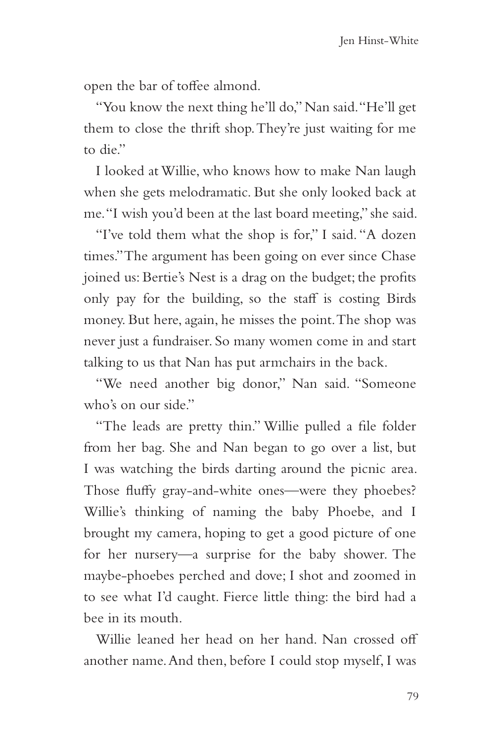open the bar of toffee almond.

"You know the next thing he'll do," Nan said. "He'll get them to close the thrift shop. They're just waiting for me to die."

I looked at Willie, who knows how to make Nan laugh when she gets melodramatic. But she only looked back at me. "I wish you'd been at the last board meeting," she said.

"I've told them what the shop is for," I said. "A dozen times." The argument has been going on ever since Chase joined us: Bertie's Nest is a drag on the budget; the profits only pay for the building, so the staff is costing Birds money. But here, again, he misses the point. The shop was never just a fundraiser. So many women come in and start talking to us that Nan has put armchairs in the back.

"We need another big donor," Nan said. "Someone who's on our side."

"The leads are pretty thin." Willie pulled a file folder from her bag. She and Nan began to go over a list, but I was watching the birds darting around the picnic area. Those fluffy gray-and-white ones—were they phoebes? Willie's thinking of naming the baby Phoebe, and I brought my camera, hoping to get a good picture of one for her nursery—a surprise for the baby shower. The maybe-phoebes perched and dove; I shot and zoomed in to see what I'd caught. Fierce little thing: the bird had a bee in its mouth.

Willie leaned her head on her hand. Nan crossed off another name. And then, before I could stop myself, I was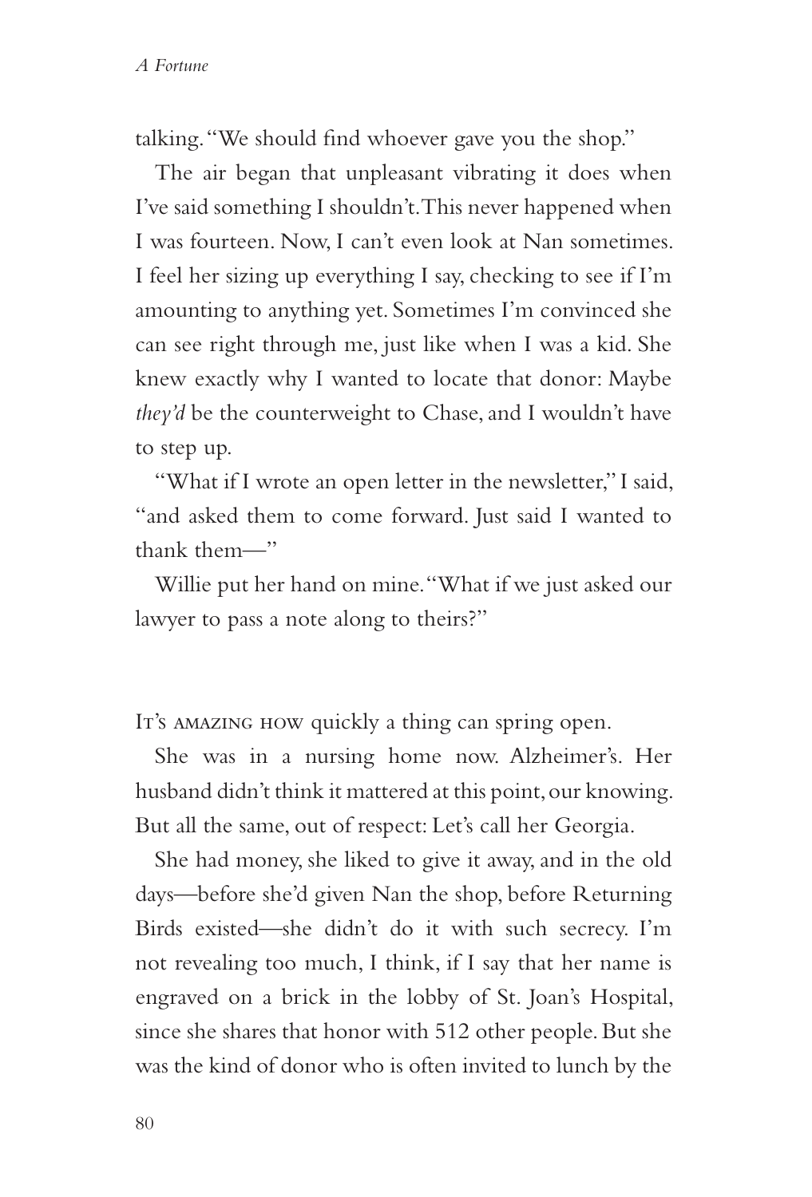talking. "We should find whoever gave you the shop."

The air began that unpleasant vibrating it does when I've said something I shouldn't. This never happened when I was fourteen. Now, I can't even look at Nan sometimes. I feel her sizing up everything I say, checking to see if I'm amounting to anything yet. Sometimes I'm convinced she can see right through me, just like when I was a kid. She knew exactly why I wanted to locate that donor: Maybe *they'd* be the counterweight to Chase, and I wouldn't have to step up.

"What if I wrote an open letter in the newsletter," I said, "and asked them to come forward. Just said I wanted to thank them—"

Willie put her hand on mine. "What if we just asked our lawyer to pass a note along to theirs?"

It's amazing how quickly a thing can spring open.

She was in a nursing home now. Alzheimer's. Her husband didn't think it mattered at this point, our knowing. But all the same, out of respect: Let's call her Georgia.

She had money, she liked to give it away, and in the old days—before she'd given Nan the shop, before Returning Birds existed—she didn't do it with such secrecy. I'm not revealing too much, I think, if I say that her name is engraved on a brick in the lobby of St. Joan's Hospital, since she shares that honor with 512 other people. But she was the kind of donor who is often invited to lunch by the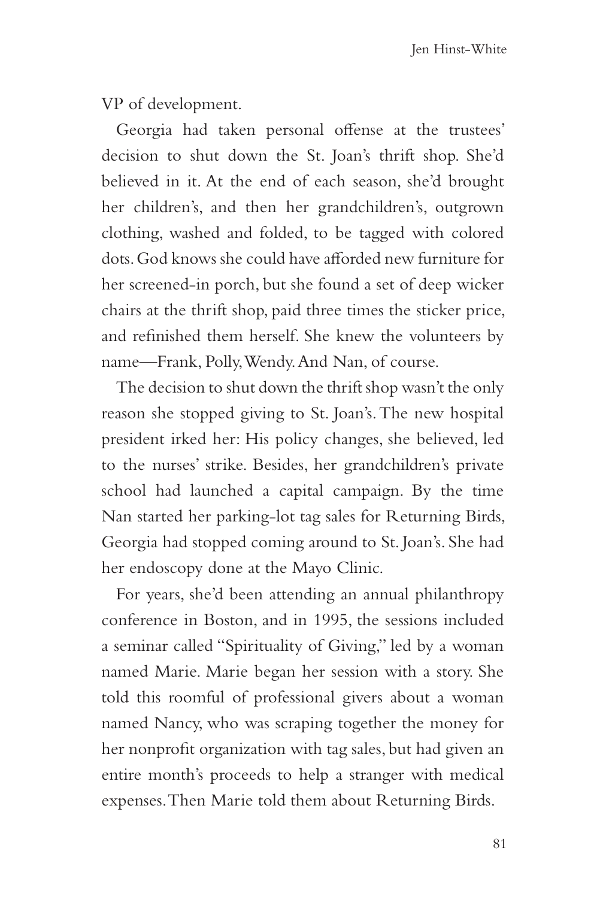VP of development.

Georgia had taken personal offense at the trustees' decision to shut down the St. Joan's thrift shop. She'd believed in it. At the end of each season, she'd brought her children's, and then her grandchildren's, outgrown clothing, washed and folded, to be tagged with colored dots. God knows she could have afforded new furniture for her screened-in porch, but she found a set of deep wicker chairs at the thrift shop, paid three times the sticker price, and refinished them herself. She knew the volunteers by name—Frank, Polly, Wendy. And Nan, of course.

The decision to shut down the thrift shop wasn't the only reason she stopped giving to St. Joan's. The new hospital president irked her: His policy changes, she believed, led to the nurses' strike. Besides, her grandchildren's private school had launched a capital campaign. By the time Nan started her parking-lot tag sales for Returning Birds, Georgia had stopped coming around to St. Joan's. She had her endoscopy done at the Mayo Clinic.

For years, she'd been attending an annual philanthropy conference in Boston, and in 1995, the sessions included a seminar called "Spirituality of Giving," led by a woman named Marie. Marie began her session with a story. She told this roomful of professional givers about a woman named Nancy, who was scraping together the money for her nonprofit organization with tag sales, but had given an entire month's proceeds to help a stranger with medical expenses. Then Marie told them about Returning Birds.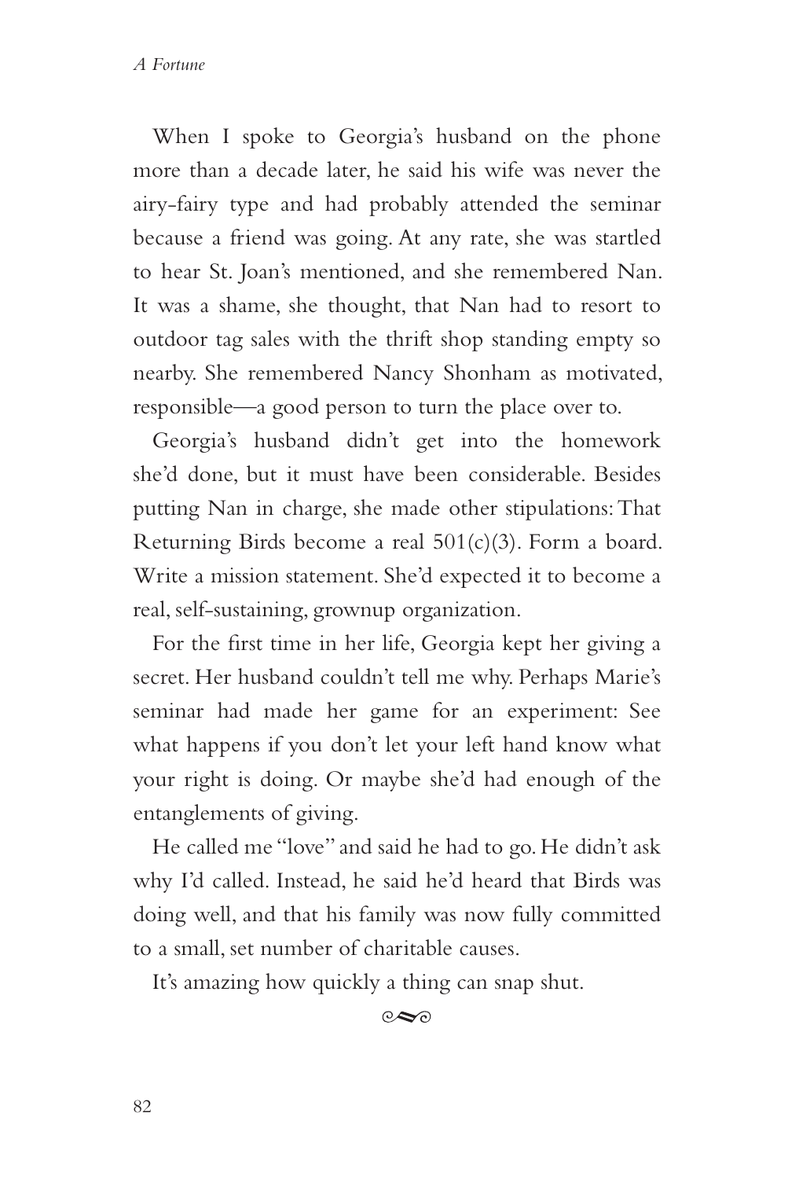When I spoke to Georgia's husband on the phone more than a decade later, he said his wife was never the airy-fairy type and had probably attended the seminar because a friend was going. At any rate, she was startled to hear St. Joan's mentioned, and she remembered Nan. It was a shame, she thought, that Nan had to resort to outdoor tag sales with the thrift shop standing empty so nearby. She remembered Nancy Shonham as motivated, responsible—a good person to turn the place over to.

Georgia's husband didn't get into the homework she'd done, but it must have been considerable. Besides putting Nan in charge, she made other stipulations: That Returning Birds become a real 501(c)(3). Form a board. Write a mission statement. She'd expected it to become a real, self-sustaining, grownup organization.

For the first time in her life, Georgia kept her giving a secret. Her husband couldn't tell me why. Perhaps Marie's seminar had made her game for an experiment: See what happens if you don't let your left hand know what your right is doing. Or maybe she'd had enough of the entanglements of giving.

He called me "love" and said he had to go. He didn't ask why I'd called. Instead, he said he'd heard that Birds was doing well, and that his family was now fully committed to a small, set number of charitable causes.

It's amazing how quickly a thing can snap shut.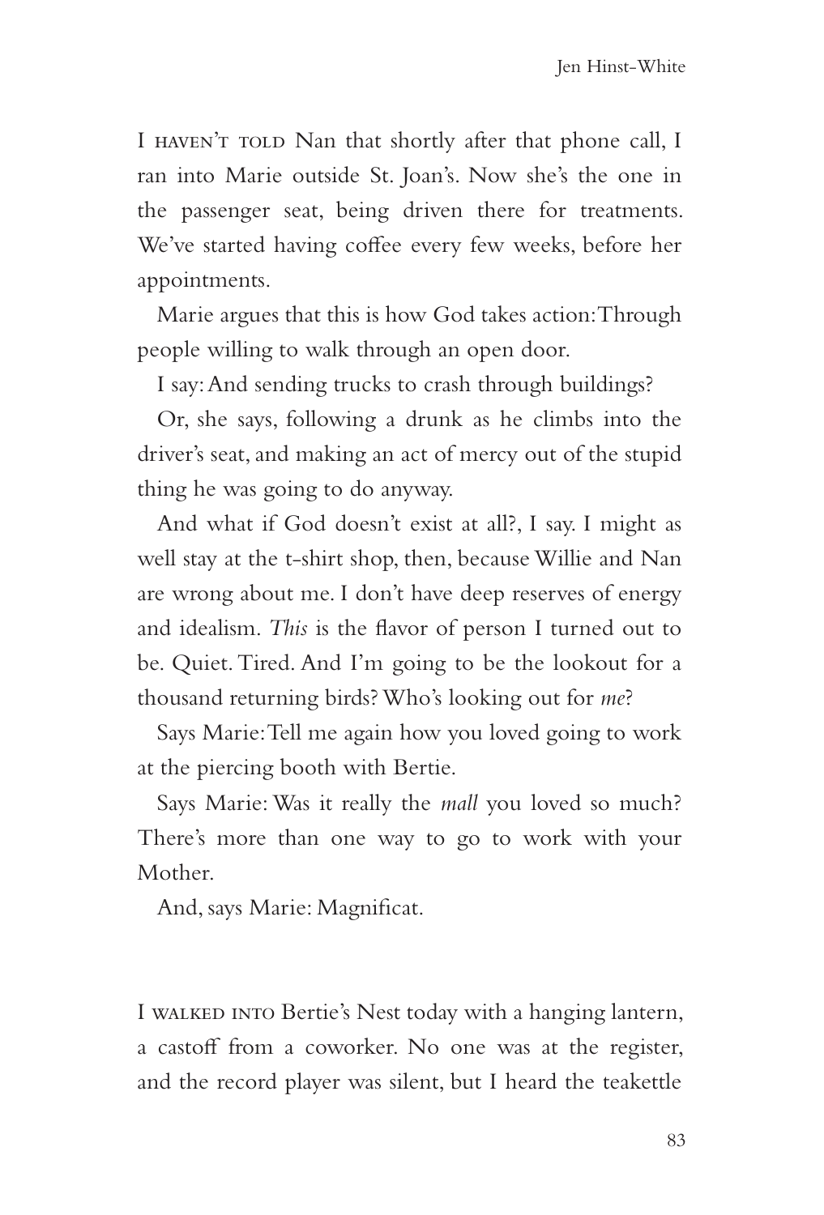I haven't told Nan that shortly after that phone call, I ran into Marie outside St. Joan's. Now she's the one in the passenger seat, being driven there for treatments. We've started having coffee every few weeks, before her appointments.

Marie argues that this is how God takes action: Through people willing to walk through an open door.

I say: And sending trucks to crash through buildings?

Or, she says, following a drunk as he climbs into the driver's seat, and making an act of mercy out of the stupid thing he was going to do anyway.

And what if God doesn't exist at all?, I say. I might as well stay at the t-shirt shop, then, because Willie and Nan are wrong about me. I don't have deep reserves of energy and idealism. *This* is the flavor of person I turned out to be. Quiet. Tired. And I'm going to be the lookout for a thousand returning birds? Who's looking out for *me*?

Says Marie: Tell me again how you loved going to work at the piercing booth with Bertie.

Says Marie: Was it really the *mall* you loved so much? There's more than one way to go to work with your Mother.

And, says Marie: Magnificat.

I walked into Bertie's Nest today with a hanging lantern, a castoff from a coworker. No one was at the register, and the record player was silent, but I heard the teakettle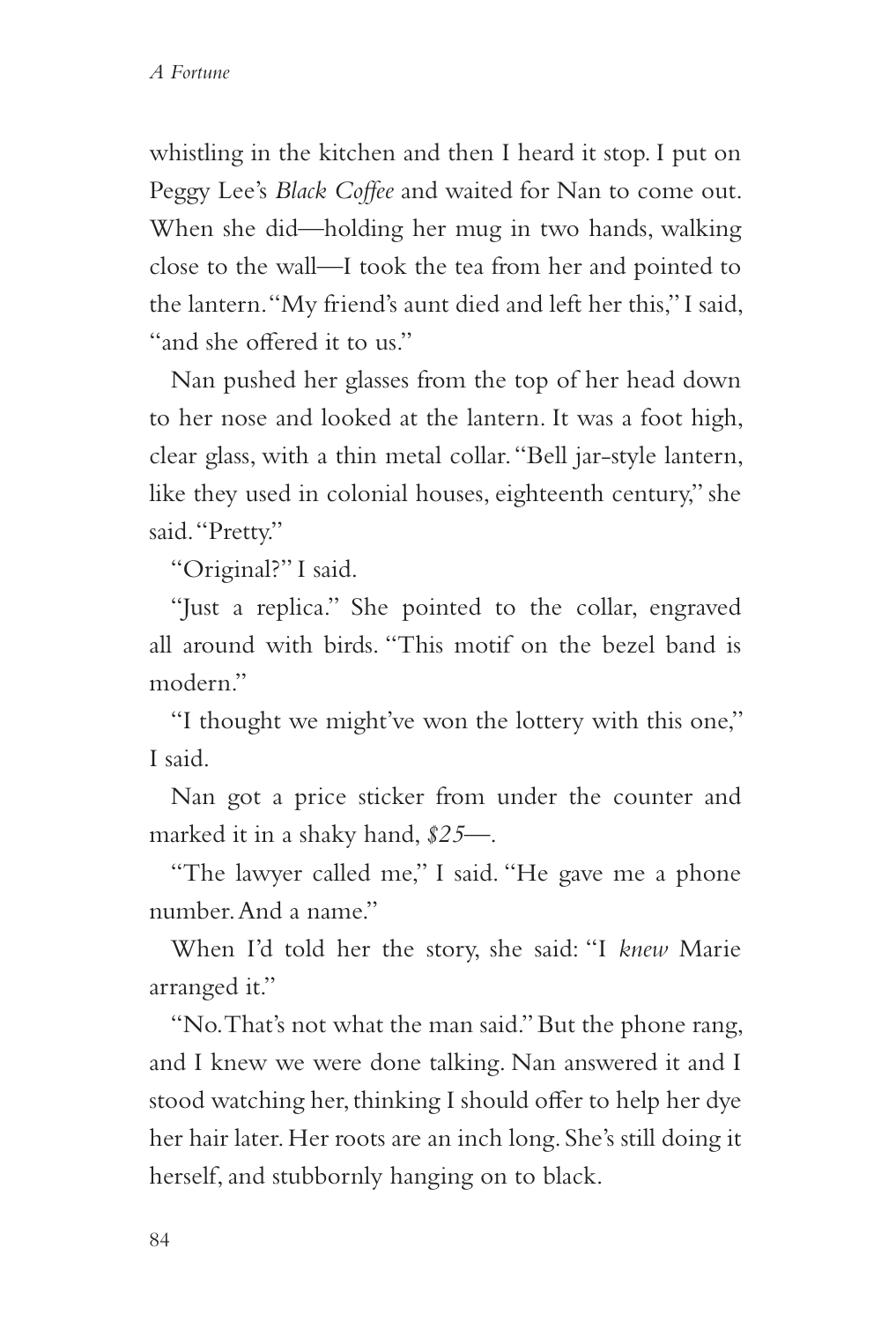whistling in the kitchen and then I heard it stop. I put on Peggy Lee's *Black Coffee* and waited for Nan to come out. When she did—holding her mug in two hands, walking close to the wall—I took the tea from her and pointed to the lantern. "My friend's aunt died and left her this," I said, "and she offered it to us."

Nan pushed her glasses from the top of her head down to her nose and looked at the lantern. It was a foot high, clear glass, with a thin metal collar. "Bell jar-style lantern, like they used in colonial houses, eighteenth century," she said. "Pretty."

"Original?" I said.

"Just a replica." She pointed to the collar, engraved all around with birds. "This motif on the bezel band is modern."

"I thought we might've won the lottery with this one," I said.

Nan got a price sticker from under the counter and marked it in a shaky hand, *$25*—.

"The lawyer called me," I said. "He gave me a phone number. And a name."

When I'd told her the story, she said: "I *knew* Marie arranged it."

"No. That's not what the man said." But the phone rang, and I knew we were done talking. Nan answered it and I stood watching her, thinking I should offer to help her dye her hair later. Her roots are an inch long. She's still doing it herself, and stubbornly hanging on to black.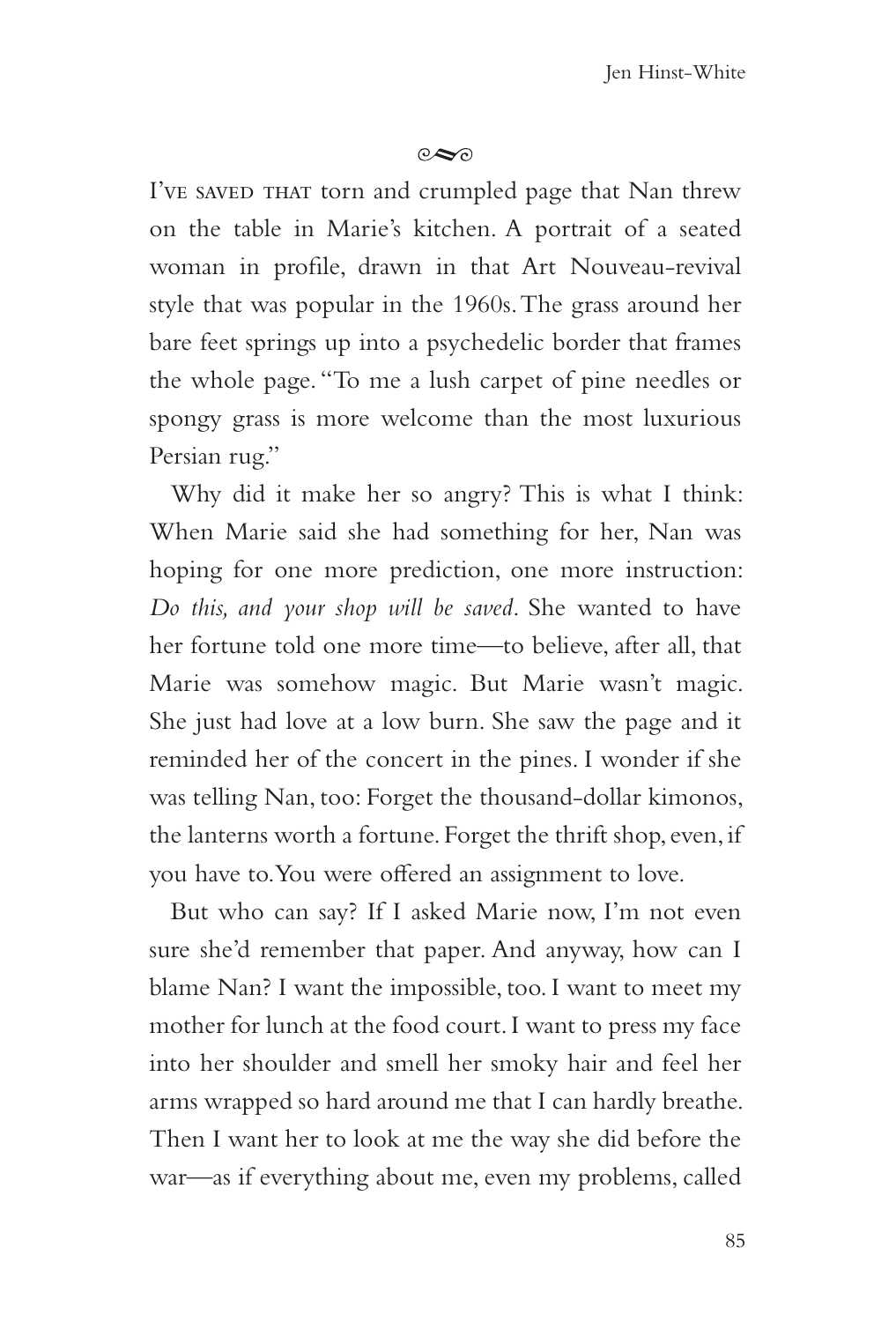I've saved that torn and crumpled page that Nan threw on the table in Marie's kitchen. A portrait of a seated woman in profile, drawn in that Art Nouveau-revival style that was popular in the 1960s. The grass around her bare feet springs up into a psychedelic border that frames the whole page. "To me a lush carpet of pine needles or spongy grass is more welcome than the most luxurious Persian rug."

Why did it make her so angry? This is what I think: When Marie said she had something for her, Nan was hoping for one more prediction, one more instruction: *Do this, and your shop will be saved*. She wanted to have her fortune told one more time—to believe, after all, that Marie was somehow magic. But Marie wasn't magic. She just had love at a low burn. She saw the page and it reminded her of the concert in the pines. I wonder if she was telling Nan, too: Forget the thousand-dollar kimonos, the lanterns worth a fortune. Forget the thrift shop, even, if you have to. You were offered an assignment to love.

But who can say? If I asked Marie now, I'm not even sure she'd remember that paper. And anyway, how can I blame Nan? I want the impossible, too. I want to meet my mother for lunch at the food court. I want to press my face into her shoulder and smell her smoky hair and feel her arms wrapped so hard around me that I can hardly breathe. Then I want her to look at me the way she did before the war—as if everything about me, even my problems, called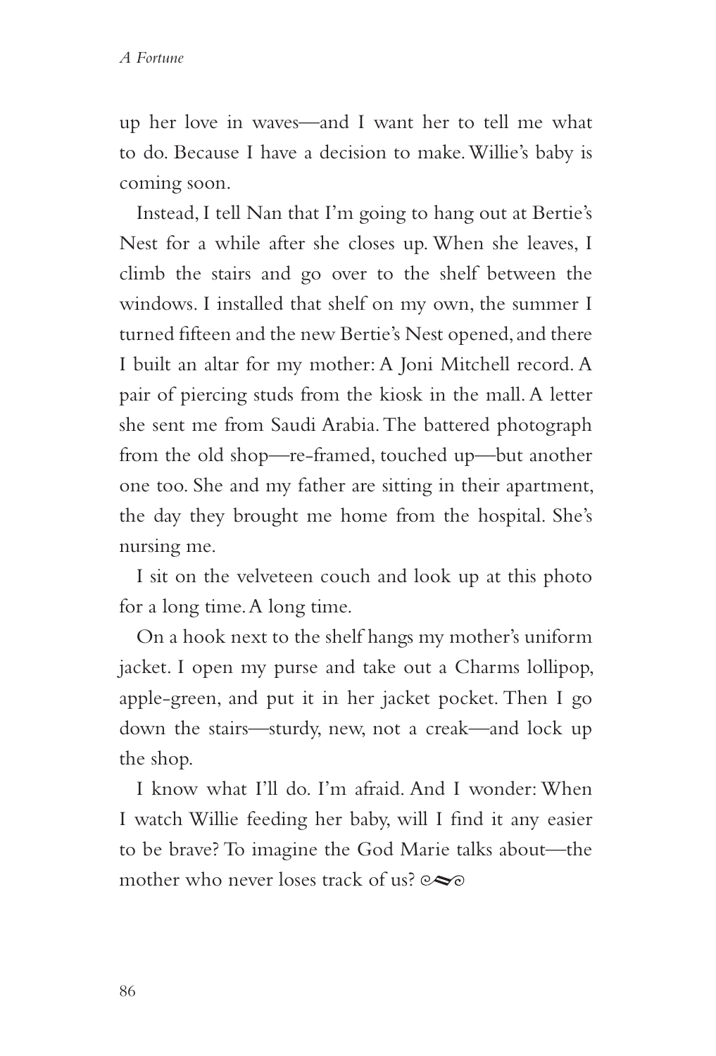up her love in waves—and I want her to tell me what to do. Because I have a decision to make. Willie's baby is coming soon.

Instead, I tell Nan that I'm going to hang out at Bertie's Nest for a while after she closes up. When she leaves, I climb the stairs and go over to the shelf between the windows. I installed that shelf on my own, the summer I turned fifteen and the new Bertie's Nest opened, and there I built an altar for my mother: A Joni Mitchell record. A pair of piercing studs from the kiosk in the mall. A letter she sent me from Saudi Arabia. The battered photograph from the old shop—re-framed, touched up—but another one too. She and my father are sitting in their apartment, the day they brought me home from the hospital. She's nursing me.

I sit on the velveteen couch and look up at this photo for a long time. A long time.

On a hook next to the shelf hangs my mother's uniform jacket. I open my purse and take out a Charms lollipop, apple-green, and put it in her jacket pocket. Then I go down the stairs—sturdy, new, not a creak—and lock up the shop.

I know what I'll do. I'm afraid. And I wonder: When I watch Willie feeding her baby, will I find it any easier to be brave? To imagine the God Marie talks about—the mother who never loses track of us?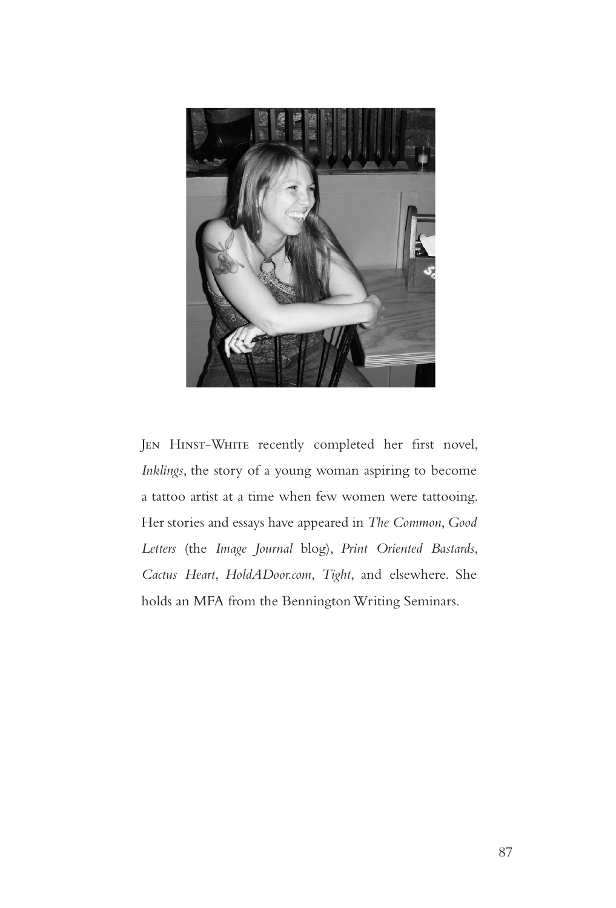Jen Hinst-White recently completed her first novel, *Inklings*, the story of a young woman aspiring to become a tattoo artist at a time when few women were tattooing. Her stories and essays have appeared in *The Common*, *Good Letters* (the *Image Journal* blog), *Print Oriented Bastards*, *Cactus Heart*, *HoldADoor.com*, *Tight*, and elsewhere. She holds an MFA from the Bennington Writing Seminars.